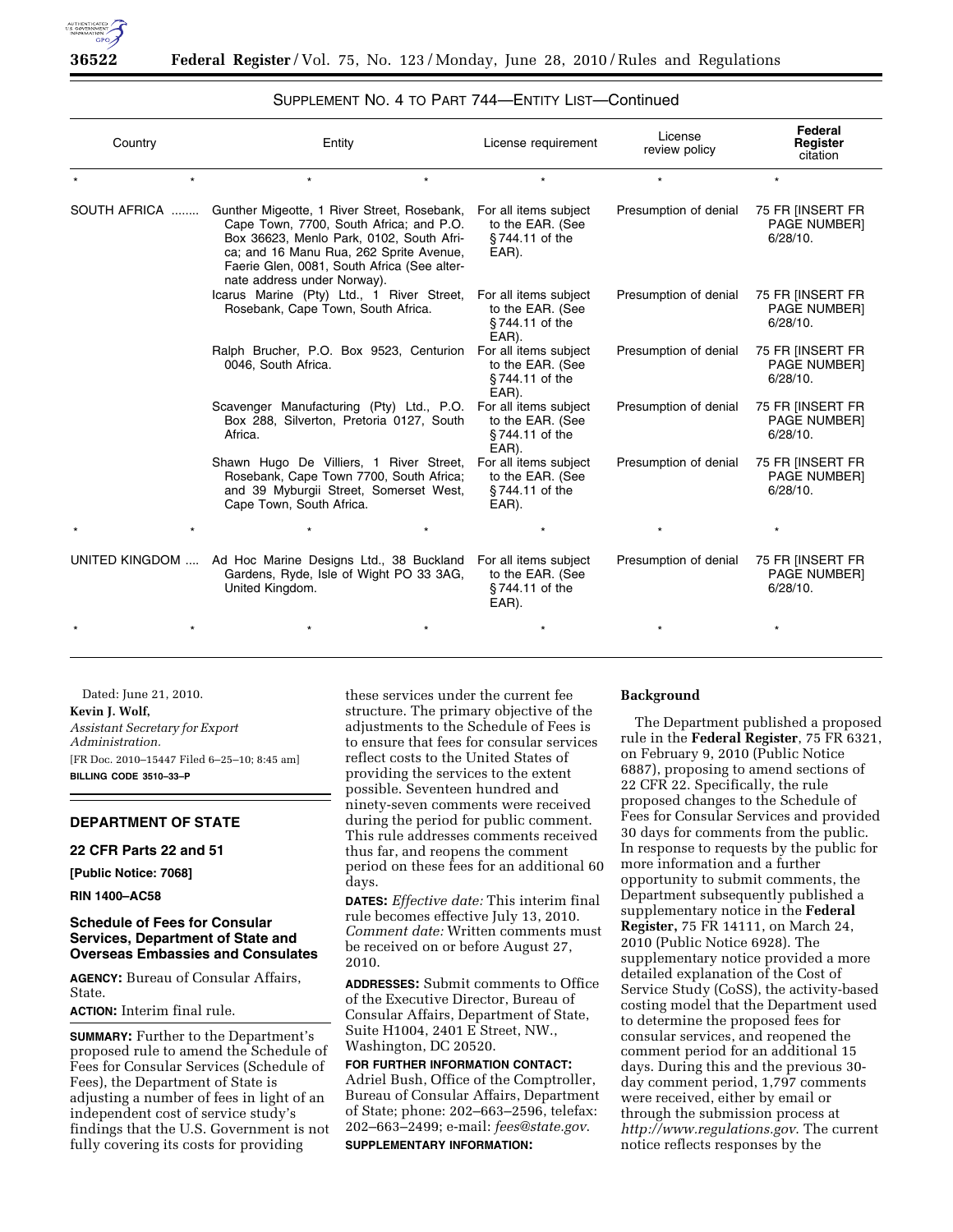## SUPPLEMENT NO. 4 TO PART 744—ENTITY LIST—Continued

| Country | Entity | License requirement | License review policy | Federal Register citation |
|---|---|---|---|---|
| * * | * * | * | * | * |
| SOUTH AFRICA | Gunther Migeotte, 1 River Street, Rosebank, Cape Town, 7700, South Africa; and P.O. Box 36623, Menlo Park, 0102, South Africa; and 16 Manu Rua, 262 Sprite Avenue, Faerie Glen, 0081, South Africa (See alternate address under Norway). | For all items subject to the EAR. (See § 744.11 of the EAR). | Presumption of denial | 75 FR [INSERT FR PAGE NUMBER] 6/28/10. |
| | Icarus Marine (Pty) Ltd., 1 River Street, Rosebank, Cape Town, South Africa. | For all items subject to the EAR. (See § 744.11 of the EAR). | Presumption of denial | 75 FR [INSERT FR PAGE NUMBER] 6/28/10. |
| | Ralph Brucher, P.O. Box 9523, Centurion 0046, South Africa. | For all items subject to the EAR. (See § 744.11 of the EAR). | Presumption of denial | 75 FR [INSERT FR PAGE NUMBER] 6/28/10. |
| | Scavenger Manufacturing (Pty) Ltd., P.O. Box 288, Silverton, Pretoria 0127, South Africa. | For all items subject to the EAR. (See § 744.11 of the EAR). | Presumption of denial | 75 FR [INSERT FR PAGE NUMBER] 6/28/10. |
| | Shawn Hugo De Villiers, 1 River Street, Rosebank, Cape Town 7700, South Africa; and 39 Myburgii Street, Somerset West, Cape Town, South Africa. | For all items subject to the EAR. (See § 744.11 of the EAR). | Presumption of denial | 75 FR [INSERT FR PAGE NUMBER] 6/28/10. |
| * * | * * | * | * | * |
| UNITED KINGDOM | Ad Hoc Marine Designs Ltd., 38 Buckland Gardens, Ryde, Isle of Wight PO 33 3AG, United Kingdom. | For all items subject to the EAR. (See § 744.11 of the EAR). | Presumption of denial | 75 FR [INSERT FR PAGE NUMBER] 6/28/10. |
| * * | * * | * | * | * |

Dated: June 21, 2010.

**Kevin J. Wolf,**

*Assistant Secretary for Export Administration.*

[FR Doc. 2010–15447 Filed 6–25–10; 8:45 am]

**BILLING CODE 3510–33–P**

## DEPARTMENT OF STATE

### 22 CFR Parts 22 and 51

**[Public Notice: 7068]**

**RIN 1400–AC58**

### Schedule of Fees for Consular Services, Department of State and Overseas Embassies and Consulates

**AGENCY:** Bureau of Consular Affairs, State.

**ACTION:** Interim final rule.

**SUMMARY:** Further to the Department's proposed rule to amend the Schedule of Fees for Consular Services (Schedule of Fees), the Department of State is adjusting a number of fees in light of an independent cost of service study's findings that the U.S. Government is not fully covering its costs for providing these services under the current fee structure. The primary objective of the adjustments to the Schedule of Fees is to ensure that fees for consular services reflect costs to the United States of providing the services to the extent possible. Seventeen hundred and ninety-seven comments were received during the period for public comment. This rule addresses comments received thus far, and reopens the comment period on these fees for an additional 60 days.

**DATES:** *Effective date:* This interim final rule becomes effective July 13, 2010. *Comment date:* Written comments must be received on or before August 27, 2010.

**ADDRESSES:** Submit comments to Office of the Executive Director, Bureau of Consular Affairs, Department of State, Suite H1004, 2401 E Street, NW., Washington, DC 20520.

**FOR FURTHER INFORMATION CONTACT:** Adriel Bush, Office of the Comptroller, Bureau of Consular Affairs, Department of State; phone: 202–663–2596, telefax: 202–663–2499; e-mail: *fees@state.gov*.

**SUPPLEMENTARY INFORMATION:**

#### Background

The Department published a proposed rule in the **Federal Register**, 75 FR 6321, on February 9, 2010 (Public Notice 6887), proposing to amend sections of 22 CFR 22. Specifically, the rule proposed changes to the Schedule of Fees for Consular Services and provided 30 days for comments from the public. In response to requests by the public for more information and a further opportunity to submit comments, the Department subsequently published a supplementary notice in the **Federal Register,** 75 FR 14111, on March 24, 2010 (Public Notice 6928). The supplementary notice provided a more detailed explanation of the Cost of Service Study (CoSS), the activity-based costing model that the Department used to determine the proposed fees for consular services, and reopened the comment period for an additional 15 days. During this and the previous 30-day comment period, 1,797 comments were received, either by email or through the submission process at *http://www.regulations.gov*. The current notice reflects responses by the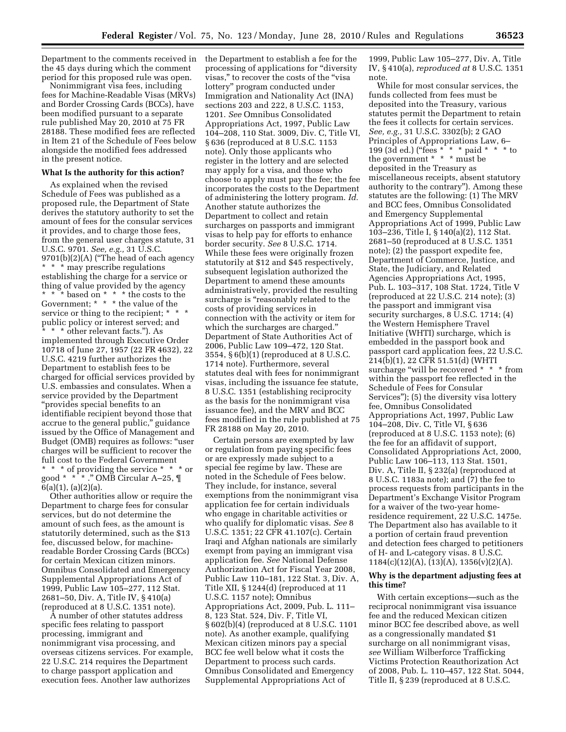Department to the comments received in the 45 days during which the comment period for this proposed rule was open.

Nonimmigrant visa fees, including fees for Machine-Readable Visas (MRVs) and Border Crossing Cards (BCCs), have been modified pursuant to a separate rule published May 20, 2010 at 75 FR 28188. These modified fees are reflected in Item 21 of the Schedule of Fees below alongside the modified fees addressed in the present notice.

### What Is the authority for this action?

As explained when the revised Schedule of Fees was published as a proposed rule, the Department of State derives the statutory authority to set the amount of fees for the consular services it provides, and to charge those fees, from the general user charges statute, 31 U.S.C. 9701. *See, e.g.,* 31 U.S.C. 9701(b)(2)(A) ("The head of each agency * * * may prescribe regulations establishing the charge for a service or thing of value provided by the agency * * * based on * * * the costs to the Government; * * * the value of the service or thing to the recipient; * * * public policy or interest served; and * * * other relevant facts."). As implemented through Executive Order 10718 of June 27, 1957 (22 FR 4632), 22 U.S.C. 4219 further authorizes the Department to establish fees to be charged for official services provided by U.S. embassies and consulates. When a service provided by the Department "provides special benefits to an identifiable recipient beyond those that accrue to the general public," guidance issued by the Office of Management and Budget (OMB) requires as follows: "user charges will be sufficient to recover the full cost to the Federal Government * * * of providing the service * * * or good * * * ." OMB Circular A–25, ¶ 6(a)(1), (a)(2)(a).

Other authorities allow or require the Department to charge fees for consular services, but do not determine the amount of such fees, as the amount is statutorily determined, such as the $13 fee, discussed below, for machine-readable Border Crossing Cards (BCCs) for certain Mexican citizen minors. Omnibus Consolidated and Emergency Supplemental Appropriations Act of 1999, Public Law 105–277, 112 Stat. 2681–50, Div. A, Title IV, § 410(a) (reproduced at 8 U.S.C. 1351 note).

A number of other statutes address specific fees relating to passport processing, immigrant and nonimmigrant visa processing, and overseas citizens services. For example, 22 U.S.C. 214 requires the Department to charge passport application and execution fees. Another law authorizes the Department to establish a fee for the processing of applications for "diversity visas," to recover the costs of the "visa lottery" program conducted under Immigration and Nationality Act (INA) sections 203 and 222, 8 U.S.C. 1153, 1201. *See* Omnibus Consolidated Appropriations Act, 1997, Public Law 104–208, 110 Stat. 3009, Div. C, Title VI, § 636 (reproduced at 8 U.S.C. 1153 note). Only those applicants who register in the lottery and are selected may apply for a visa, and those who choose to apply must pay the fee; the fee incorporates the costs to the Department of administering the lottery program. *Id.* Another statute authorizes the Department to collect and retain surcharges on passports and immigrant visas to help pay for efforts to enhance border security. *See* 8 U.S.C. 1714. While these fees were originally frozen statutorily at $12 and $45 respectively, subsequent legislation authorized the Department to amend these amounts administratively, provided the resulting surcharge is "reasonably related to the costs of providing services in connection with the activity or item for which the surcharges are charged." Department of State Authorities Act of 2006, Public Law 109–472, 120 Stat. 3554, § 6(b)(1) (reproduced at 8 U.S.C. 1714 note). Furthermore, several statutes deal with fees for nonimmigrant visas, including the issuance fee statute, 8 U.S.C. 1351 (establishing reciprocity as the basis for the nonimmigrant visa issuance fee), and the MRV and BCC fees modified in the rule published at 75 FR 28188 on May 20, 2010.

Certain persons are exempted by law or regulation from paying specific fees or are expressly made subject to a special fee regime by law. These are noted in the Schedule of Fees below. They include, for instance, several exemptions from the nonimmigrant visa application fee for certain individuals who engage in charitable activities or who qualify for diplomatic visas. *See* 8 U.S.C. 1351; 22 CFR 41.107(c). Certain Iraqi and Afghan nationals are similarly exempt from paying an immigrant visa application fee. *See* National Defense Authorization Act for Fiscal Year 2008, Public Law 110–181, 122 Stat. 3, Div. A, Title XII, § 1244(d) (reproduced at 11 U.S.C. 1157 note); Omnibus Appropriations Act, 2009, Pub. L. 111–8, 123 Stat. 524, Div. F, Title VI, § 602(b)(4) (reproduced at 8 U.S.C. 1101 note). As another example, qualifying Mexican citizen minors pay a special BCC fee well below what it costs the Department to process such cards. Omnibus Consolidated and Emergency Supplemental Appropriations Act of 1999, Public Law 105–277, Div. A, Title IV, § 410(a), *reproduced at* 8 U.S.C. 1351 note.

While for most consular services, the funds collected from fees must be deposited into the Treasury, various statutes permit the Department to retain the fees it collects for certain services. *See, e.g.,* 31 U.S.C. 3302(b); 2 GAO Principles of Appropriations Law, 6–199 (3d ed.) ("fees * * * paid * * * to the government * * * must be deposited in the Treasury as miscellaneous receipts, absent statutory authority to the contrary"). Among these statutes are the following: (1) The MRV and BCC fees, Omnibus Consolidated and Emergency Supplemental Appropriations Act of 1999, Public Law 103–236, Title I, § 140(a)(2), 112 Stat. 2681–50 (reproduced at 8 U.S.C. 1351 note); (2) the passport expedite fee, Department of Commerce, Justice, and State, the Judiciary, and Related Agencies Appropriations Act, 1995, Pub. L. 103–317, 108 Stat. 1724, Title V (reproduced at 22 U.S.C. 214 note); (3) the passport and immigrant visa security surcharges, 8 U.S.C. 1714; (4) the Western Hemisphere Travel Initiative (WHTI) surcharge, which is embedded in the passport book and passport card application fees, 22 U.S.C. 214(b)(1), 22 CFR 51.51(d) (WHTI surcharge "will be recovered * * * from within the passport fee reflected in the Schedule of Fees for Consular Services"); (5) the diversity visa lottery fee, Omnibus Consolidated Appropriations Act, 1997, Public Law 104–208, Div. C, Title VI, § 636 (reproduced at 8 U.S.C. 1153 note); (6) the fee for an affidavit of support, Consolidated Appropriations Act, 2000, Public Law 106–113, 113 Stat. 1501, Div. A, Title II, § 232(a) (reproduced at 8 U.S.C. 1183a note); and (7) the fee to process requests from participants in the Department's Exchange Visitor Program for a waiver of the two-year home-residence requirement, 22 U.S.C. 1475e. The Department also has available to it a portion of certain fraud prevention and detection fees charged to petitioners of H- and L-category visas. 8 U.S.C. 1184(c)(12)(A), (13)(A), 1356(v)(2)(A).

### Why is the department adjusting fees at this time?

With certain exceptions—such as the reciprocal nonimmigrant visa issuance fee and the reduced Mexican citizen minor BCC fee described above, as well as a congressionally mandated $1 surcharge on all nonimmigrant visas, *see* William Wilberforce Trafficking Victims Protection Reauthorization Act of 2008, Pub. L. 110–457, 122 Stat. 5044, Title II, § 239 (reproduced at 8 U.S.C.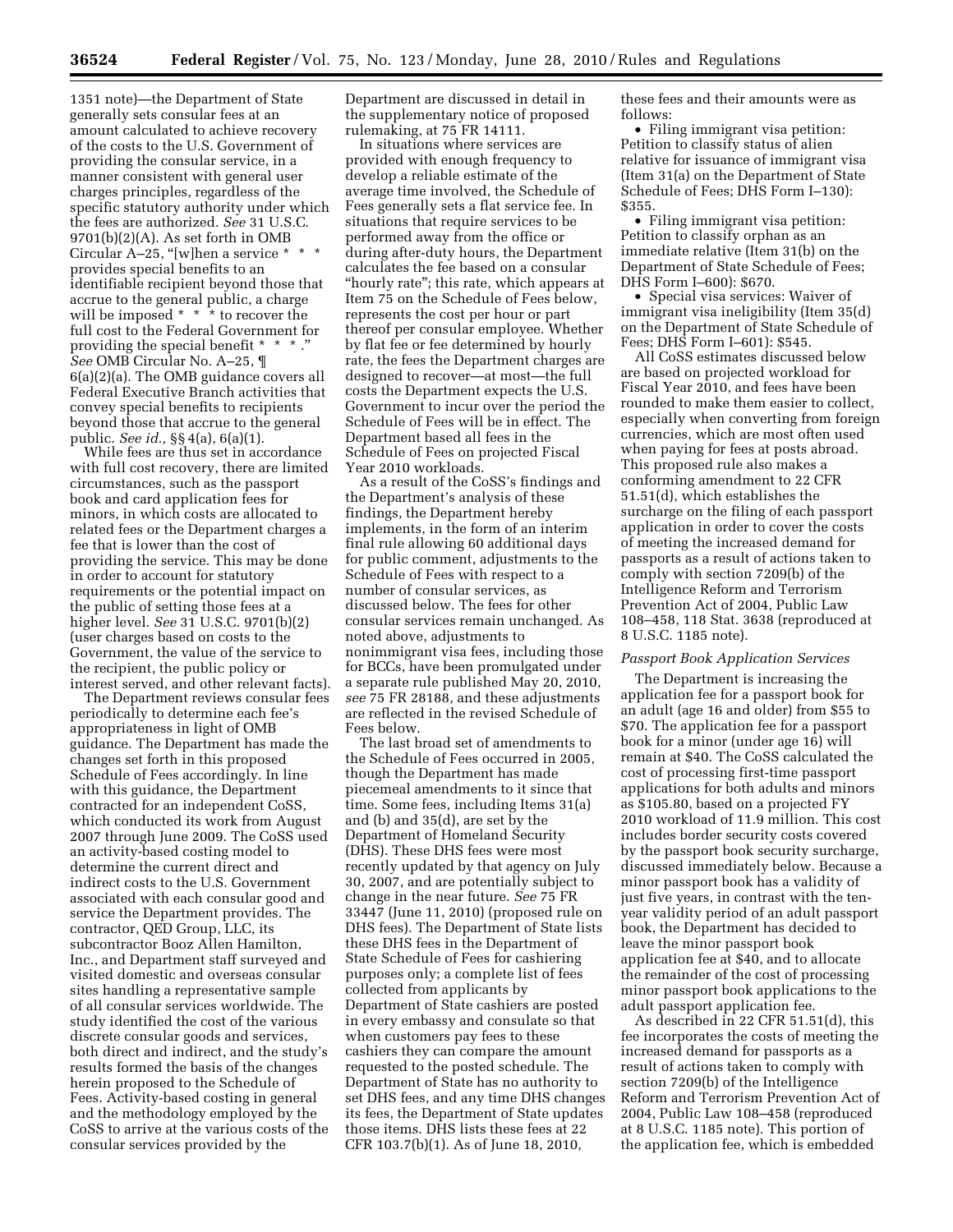1351 note)—the Department of State generally sets consular fees at an amount calculated to achieve recovery of the costs to the U.S. Government of providing the consular service, in a manner consistent with general user charges principles, regardless of the specific statutory authority under which the fees are authorized. *See* 31 U.S.C. 9701(b)(2)(A). As set forth in OMB Circular A–25, "[w]hen a service * * * provides special benefits to an identifiable recipient beyond those that accrue to the general public, a charge will be imposed * * * to recover the full cost to the Federal Government for providing the special benefit * * * ." *See* OMB Circular No. A–25, ¶ 6(a)(2)(a). The OMB guidance covers all Federal Executive Branch activities that convey special benefits to recipients beyond those that accrue to the general public. *See id.,* §§ 4(a), 6(a)(1).

While fees are thus set in accordance with full cost recovery, there are limited circumstances, such as the passport book and card application fees for minors, in which costs are allocated to related fees or the Department charges a fee that is lower than the cost of providing the service. This may be done in order to account for statutory requirements or the potential impact on the public of setting those fees at a higher level. *See* 31 U.S.C. 9701(b)(2) (user charges based on costs to the Government, the value of the service to the recipient, the public policy or interest served, and other relevant facts).

The Department reviews consular fees periodically to determine each fee's appropriateness in light of OMB guidance. The Department has made the changes set forth in this proposed Schedule of Fees accordingly. In line with this guidance, the Department contracted for an independent CoSS, which conducted its work from August 2007 through June 2009. The CoSS used an activity-based costing model to determine the current direct and indirect costs to the U.S. Government associated with each consular good and service the Department provides. The contractor, QED Group, LLC, its subcontractor Booz Allen Hamilton, Inc., and Department staff surveyed and visited domestic and overseas consular sites handling a representative sample of all consular services worldwide. The study identified the cost of the various discrete consular goods and services, both direct and indirect, and the study's results formed the basis of the changes herein proposed to the Schedule of Fees. Activity-based costing in general and the methodology employed by the CoSS to arrive at the various costs of the consular services provided by the Department are discussed in detail in the supplementary notice of proposed rulemaking, at 75 FR 14111.

In situations where services are provided with enough frequency to develop a reliable estimate of the average time involved, the Schedule of Fees generally sets a flat service fee. In situations that require services to be performed away from the office or during after-duty hours, the Department calculates the fee based on a consular "hourly rate"; this rate, which appears at Item 75 on the Schedule of Fees below, represents the cost per hour or part thereof per consular employee. Whether by flat fee or fee determined by hourly rate, the fees the Department charges are designed to recover—at most—the full costs the Department expects the U.S. Government to incur over the period the Schedule of Fees will be in effect. The Department based all fees in the Schedule of Fees on projected Fiscal Year 2010 workloads.

As a result of the CoSS's findings and the Department's analysis of these findings, the Department hereby implements, in the form of an interim final rule allowing 60 additional days for public comment, adjustments to the Schedule of Fees with respect to a number of consular services, as discussed below. The fees for other consular services remain unchanged. As noted above, adjustments to nonimmigrant visa fees, including those for BCCs, have been promulgated under a separate rule published May 20, 2010, *see* 75 FR 28188, and these adjustments are reflected in the revised Schedule of Fees below.

The last broad set of amendments to the Schedule of Fees occurred in 2005, though the Department has made piecemeal amendments to it since that time. Some fees, including Items 31(a) and (b) and 35(d), are set by the Department of Homeland Security (DHS). These DHS fees were most recently updated by that agency on July 30, 2007, and are potentially subject to change in the near future. *See* 75 FR 33447 (June 11, 2010) (proposed rule on DHS fees). The Department of State lists these DHS fees in the Department of State Schedule of Fees for cashiering purposes only; a complete list of fees collected from applicants by Department of State cashiers are posted in every embassy and consulate so that when customers pay fees to these cashiers they can compare the amount requested to the posted schedule. The Department of State has no authority to set DHS fees, and any time DHS changes its fees, the Department of State updates those items. DHS lists these fees at 22 CFR 103.7(b)(1). As of June 18, 2010, these fees and their amounts were as follows:

- Filing immigrant visa petition: Petition to classify status of alien relative for issuance of immigrant visa (Item 31(a) on the Department of State Schedule of Fees; DHS Form I–130): $355.
- Filing immigrant visa petition: Petition to classify orphan as an immediate relative (Item 31(b) on the Department of State Schedule of Fees; DHS Form I–600): $670.
- Special visa services: Waiver of immigrant visa ineligibility (Item 35(d) on the Department of State Schedule of Fees; DHS Form I–601): $545.

All CoSS estimates discussed below are based on projected workload for Fiscal Year 2010, and fees have been rounded to make them easier to collect, especially when converting from foreign currencies, which are most often used when paying for fees at posts abroad. This proposed rule also makes a conforming amendment to 22 CFR 51.51(d), which establishes the surcharge on the filing of each passport application in order to cover the costs of meeting the increased demand for passports as a result of actions taken to comply with section 7209(b) of the Intelligence Reform and Terrorism Prevention Act of 2004, Public Law 108–458, 118 Stat. 3638 (reproduced at 8 U.S.C. 1185 note).

*Passport Book Application Services*

The Department is increasing the application fee for a passport book for an adult (age 16 and older) from $55 to $70. The application fee for a passport book for a minor (under age 16) will remain at $40. The CoSS calculated the cost of processing first-time passport applications for both adults and minors as $105.80, based on a projected FY 2010 workload of 11.9 million. This cost includes border security costs covered by the passport book security surcharge, discussed immediately below. Because a minor passport book has a validity of just five years, in contrast with the ten-year validity period of an adult passport book, the Department has decided to leave the minor passport book application fee at $40, and to allocate the remainder of the cost of processing minor passport book applications to the adult passport application fee.

As described in 22 CFR 51.51(d), this fee incorporates the costs of meeting the increased demand for passports as a result of actions taken to comply with section 7209(b) of the Intelligence Reform and Terrorism Prevention Act of 2004, Public Law 108–458 (reproduced at 8 U.S.C. 1185 note). This portion of the application fee, which is embedded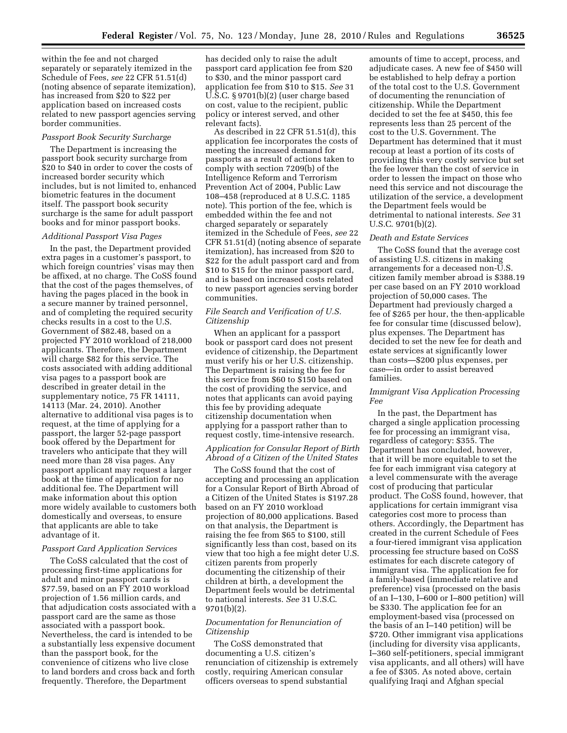within the fee and not charged separately or separately itemized in the Schedule of Fees, *see* 22 CFR 51.51(d) (noting absence of separate itemization), has increased from $20 to $22 per application based on increased costs related to new passport agencies serving border communities.

*Passport Book Security Surcharge*

The Department is increasing the passport book security surcharge from $20 to $40 in order to cover the costs of increased border security which includes, but is not limited to, enhanced biometric features in the document itself. The passport book security surcharge is the same for adult passport books and for minor passport books.

*Additional Passport Visa Pages*

In the past, the Department provided extra pages in a customer's passport, to which foreign countries' visas may then be affixed, at no charge. The CoSS found that the cost of the pages themselves, of having the pages placed in the book in a secure manner by trained personnel, and of completing the required security checks results in a cost to the U.S. Government of $82.48, based on a projected FY 2010 workload of 218,000 applicants. Therefore, the Department will charge $82 for this service. The costs associated with adding additional visa pages to a passport book are described in greater detail in the supplementary notice, 75 FR 14111, 14113 (Mar. 24, 2010). Another alternative to additional visa pages is to request, at the time of applying for a passport, the larger 52-page passport book offered by the Department for travelers who anticipate that they will need more than 28 visa pages. Any passport applicant may request a larger book at the time of application for no additional fee. The Department will make information about this option more widely available to customers both domestically and overseas, to ensure that applicants are able to take advantage of it.

*Passport Card Application Services*

The CoSS calculated that the cost of processing first-time applications for adult and minor passport cards is $77.59, based on an FY 2010 workload projection of 1.56 million cards, and that adjudication costs associated with a passport card are the same as those associated with a passport book. Nevertheless, the card is intended to be a substantially less expensive document than the passport book, for the convenience of citizens who live close to land borders and cross back and forth frequently. Therefore, the Department has decided only to raise the adult passport card application fee from $20 to $30, and the minor passport card application fee from $10 to $15. *See* 31 U.S.C. § 9701(b)(2) (user charge based on cost, value to the recipient, public policy or interest served, and other relevant facts).

As described in 22 CFR 51.51(d), this application fee incorporates the costs of meeting the increased demand for passports as a result of actions taken to comply with section 7209(b) of the Intelligence Reform and Terrorism Prevention Act of 2004, Public Law 108–458 (reproduced at 8 U.S.C. 1185 note). This portion of the fee, which is embedded within the fee and not charged separately or separately itemized in the Schedule of Fees, *see* 22 CFR 51.51(d) (noting absence of separate itemization), has increased from $20 to $22 for the adult passport card and from $10 to $15 for the minor passport card, and is based on increased costs related to new passport agencies serving border communities.

*File Search and Verification of U.S. Citizenship*

When an applicant for a passport book or passport card does not present evidence of citizenship, the Department must verify his or her U.S. citizenship. The Department is raising the fee for this service from $60 to $150 based on the cost of providing the service, and notes that applicants can avoid paying this fee by providing adequate citizenship documentation when applying for a passport rather than to request costly, time-intensive research.

*Application for Consular Report of Birth Abroad of a Citizen of the United States*

The CoSS found that the cost of accepting and processing an application for a Consular Report of Birth Abroad of a Citizen of the United States is $197.28 based on an FY 2010 workload projection of 80,000 applications. Based on that analysis, the Department is raising the fee from $65 to $100, still significantly less than cost, based on its view that too high a fee might deter U.S. citizen parents from properly documenting the citizenship of their children at birth, a development the Department feels would be detrimental to national interests. *See* 31 U.S.C. 9701(b)(2).

*Documentation for Renunciation of Citizenship*

The CoSS demonstrated that documenting a U.S. citizen's renunciation of citizenship is extremely costly, requiring American consular officers overseas to spend substantial amounts of time to accept, process, and adjudicate cases. A new fee of $450 will be established to help defray a portion of the total cost to the U.S. Government of documenting the renunciation of citizenship. While the Department decided to set the fee at $450, this fee represents less than 25 percent of the cost to the U.S. Government. The Department has determined that it must recoup at least a portion of its costs of providing this very costly service but set the fee lower than the cost of service in order to lessen the impact on those who need this service and not discourage the utilization of the service, a development the Department feels would be detrimental to national interests. *See* 31 U.S.C. 9701(b)(2).

*Death and Estate Services*

The CoSS found that the average cost of assisting U.S. citizens in making arrangements for a deceased non-U.S. citizen family member abroad is $388.19 per case based on an FY 2010 workload projection of 50,000 cases. The Department had previously charged a fee of $265 per hour, the then-applicable fee for consular time (discussed below), plus expenses. The Department has decided to set the new fee for death and estate services at significantly lower than costs—$200 plus expenses, per case—in order to assist bereaved families.

*Immigrant Visa Application Processing Fee*

In the past, the Department has charged a single application processing fee for processing an immigrant visa, regardless of category: $355. The Department has concluded, however, that it will be more equitable to set the fee for each immigrant visa category at a level commensurate with the average cost of producing that particular product. The CoSS found, however, that applications for certain immigrant visa categories cost more to process than others. Accordingly, the Department has created in the current Schedule of Fees a four-tiered immigrant visa application processing fee structure based on CoSS estimates for each discrete category of immigrant visa. The application fee for a family-based (immediate relative and preference) visa (processed on the basis of an I–130, I–600 or I–800 petition) will be $330. The application fee for an employment-based visa (processed on the basis of an I–140 petition) will be $720. Other immigrant visa applications (including for diversity visa applicants, I–360 self-petitioners, special immigrant visa applicants, and all others) will have a fee of $305. As noted above, certain qualifying Iraqi and Afghan special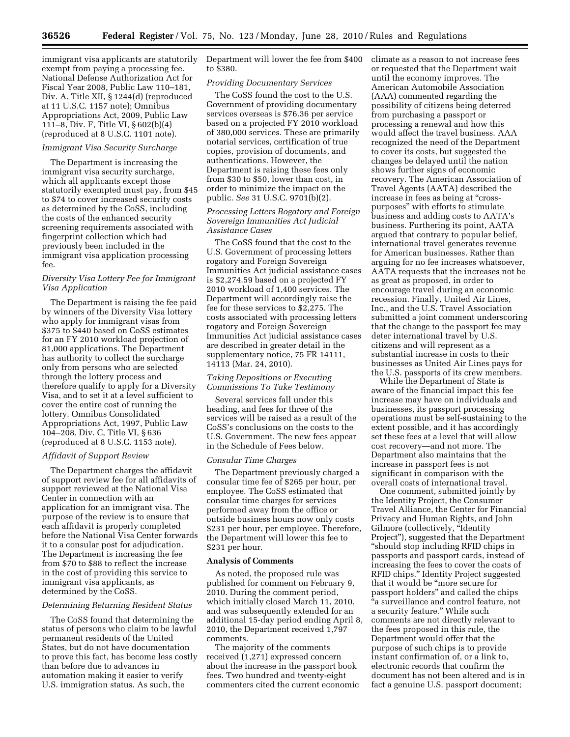immigrant visa applicants are statutorily exempt from paying a processing fee. National Defense Authorization Act for Fiscal Year 2008, Public Law 110–181, Div. A, Title XII, § 1244(d) (reproduced at 11 U.S.C. 1157 note); Omnibus Appropriations Act, 2009, Public Law 111–8, Div. F, Title VI, § 602(b)(4) (reproduced at 8 U.S.C. 1101 note).

*Immigrant Visa Security Surcharge*

The Department is increasing the immigrant visa security surcharge, which all applicants except those statutorily exempted must pay, from $45 to $74 to cover increased security costs as determined by the CoSS, including the costs of the enhanced security screening requirements associated with fingerprint collection which had previously been included in the immigrant visa application processing fee.

*Diversity Visa Lottery Fee for Immigrant Visa Application*

The Department is raising the fee paid by winners of the Diversity Visa lottery who apply for immigrant visas from $375 to $440 based on CoSS estimates for an FY 2010 workload projection of 81,000 applications. The Department has authority to collect the surcharge only from persons who are selected through the lottery process and therefore qualify to apply for a Diversity Visa, and to set it at a level sufficient to cover the entire cost of running the lottery. Omnibus Consolidated Appropriations Act, 1997, Public Law 104–208, Div. C, Title VI, § 636 (reproduced at 8 U.S.C. 1153 note).

*Affidavit of Support Review*

The Department charges the affidavit of support review fee for all affidavits of support reviewed at the National Visa Center in connection with an application for an immigrant visa. The purpose of the review is to ensure that each affidavit is properly completed before the National Visa Center forwards it to a consular post for adjudication. The Department is increasing the fee from $70 to $88 to reflect the increase in the cost of providing this service to immigrant visa applicants, as determined by the CoSS.

*Determining Returning Resident Status*

The CoSS found that determining the status of persons who claim to be lawful permanent residents of the United States, but do not have documentation to prove this fact, has become less costly than before due to advances in automation making it easier to verify U.S. immigration status. As such, the Department will lower the fee from $400 to $380.

*Providing Documentary Services*

The CoSS found the cost to the U.S. Government of providing documentary services overseas is $76.36 per service based on a projected FY 2010 workload of 380,000 services. These are primarily notarial services, certification of true copies, provision of documents, and authentications. However, the Department is raising these fees only from $30 to $50, lower than cost, in order to minimize the impact on the public. *See* 31 U.S.C. 9701(b)(2).

*Processing Letters Rogatory and Foreign Sovereign Immunities Act Judicial Assistance Cases*

The CoSS found that the cost to the U.S. Government of processing letters rogatory and Foreign Sovereign Immunities Act judicial assistance cases is $2,274.59 based on a projected FY 2010 workload of 1,400 services. The Department will accordingly raise the fee for these services to $2,275. The costs associated with processing letters rogatory and Foreign Sovereign Immunities Act judicial assistance cases are described in greater detail in the supplementary notice, 75 FR 14111, 14113 (Mar. 24, 2010).

*Taking Depositions or Executing Commissions To Take Testimony*

Several services fall under this heading, and fees for three of the services will be raised as a result of the CoSS's conclusions on the costs to the U.S. Government. The new fees appear in the Schedule of Fees below.

*Consular Time Charges*

The Department previously charged a consular time fee of $265 per hour, per employee. The CoSS estimated that consular time charges for services performed away from the office or outside business hours now only costs $231 per hour, per employee. Therefore, the Department will lower this fee to $231 per hour.

**Analysis of Comments**

As noted, the proposed rule was published for comment on February 9, 2010. During the comment period, which initially closed March 11, 2010, and was subsequently extended for an additional 15-day period ending April 8, 2010, the Department received 1,797 comments.

The majority of the comments received (1,271) expressed concern about the increase in the passport book fees. Two hundred and twenty-eight commenters cited the current economic climate as a reason to not increase fees or requested that the Department wait until the economy improves. The American Automobile Association (AAA) commented regarding the possibility of citizens being deterred from purchasing a passport or processing a renewal and how this would affect the travel business. AAA recognized the need of the Department to cover its costs, but suggested the changes be delayed until the nation shows further signs of economic recovery. The American Association of Travel Agents (AATA) described the increase in fees as being at "cross-purposes" with efforts to stimulate business and adding costs to AATA's business. Furthering its point, AATA argued that contrary to popular belief, international travel generates revenue for American businesses. Rather than arguing for no fee increases whatsoever, AATA requests that the increases not be as great as proposed, in order to encourage travel during an economic recession. Finally, United Air Lines, Inc., and the U.S. Travel Association submitted a joint comment underscoring that the change to the passport fee may deter international travel by U.S. citizens and will represent as a substantial increase in costs to their businesses as United Air Lines pays for the U.S. passports of its crew members.

While the Department of State is aware of the financial impact this fee increase may have on individuals and businesses, its passport processing operations must be self-sustaining to the extent possible, and it has accordingly set these fees at a level that will allow cost recovery—and not more. The Department also maintains that the increase in passport fees is not significant in comparison with the overall costs of international travel.

One comment, submitted jointly by the Identity Project, the Consumer Travel Alliance, the Center for Financial Privacy and Human Rights, and John Gilmore (collectively, "Identity Project"), suggested that the Department "should stop including RFID chips in passports and passport cards, instead of increasing the fees to cover the costs of RFID chips." Identity Project suggested that it would be "more secure for passport holders" and called the chips "a surveillance and control feature, not a security feature." While such comments are not directly relevant to the fees proposed in this rule, the Department would offer that the purpose of such chips is to provide instant confirmation of, or a link to, electronic records that confirm the document has not been altered and is in fact a genuine U.S. passport document;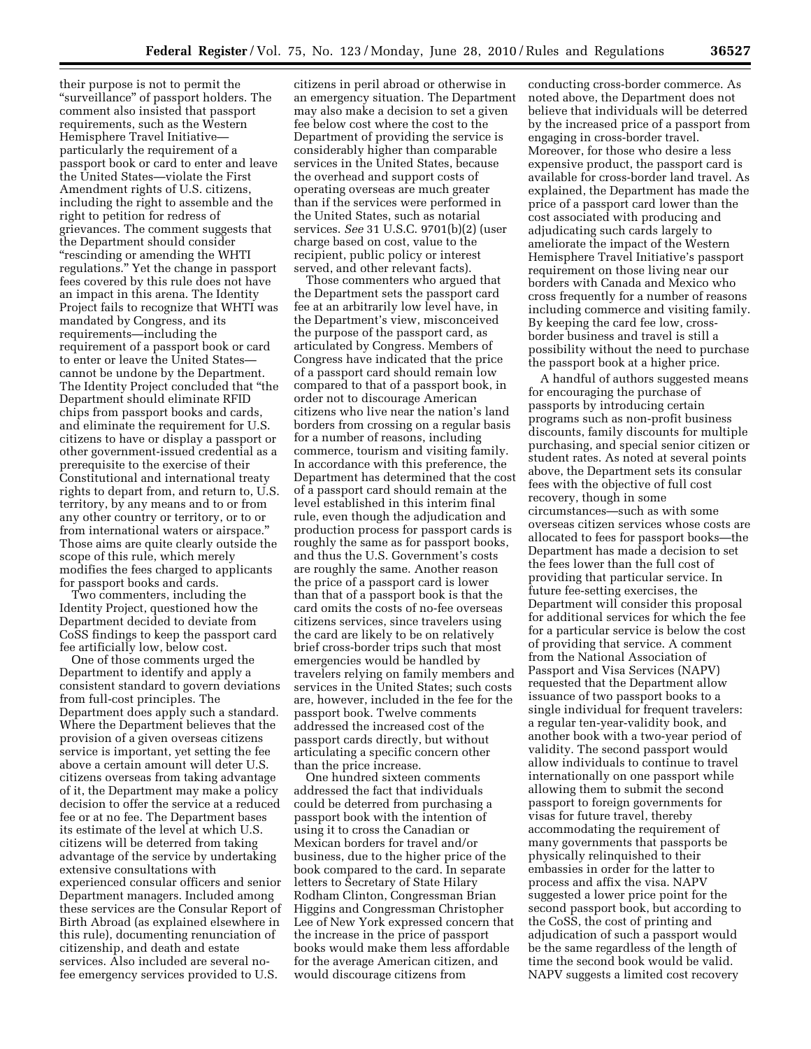their purpose is not to permit the "surveillance" of passport holders. The comment also insisted that passport requirements, such as the Western Hemisphere Travel Initiative—particularly the requirement of a passport book or card to enter and leave the United States—violate the First Amendment rights of U.S. citizens, including the right to assemble and the right to petition for redress of grievances. The comment suggests that the Department should consider "rescinding or amending the WHTI regulations." Yet the change in passport fees covered by this rule does not have an impact in this arena. The Identity Project fails to recognize that WHTI was mandated by Congress, and its requirements—including the requirement of a passport book or card to enter or leave the United States—cannot be undone by the Department. The Identity Project concluded that "the Department should eliminate RFID chips from passport books and cards, and eliminate the requirement for U.S. citizens to have or display a passport or other government-issued credential as a prerequisite to the exercise of their Constitutional and international treaty rights to depart from, and return to, U.S. territory, by any means and to or from any other country or territory, or to or from international waters or airspace." Those aims are quite clearly outside the scope of this rule, which merely modifies the fees charged to applicants for passport books and cards.

Two commenters, including the Identity Project, questioned how the Department decided to deviate from CoSS findings to keep the passport card fee artificially low, below cost.

One of those comments urged the Department to identify and apply a consistent standard to govern deviations from full-cost principles. The Department does apply such a standard. Where the Department believes that the provision of a given overseas citizens service is important, yet setting the fee above a certain amount will deter U.S. citizens overseas from taking advantage of it, the Department may make a policy decision to offer the service at a reduced fee or at no fee. The Department bases its estimate of the level at which U.S. citizens will be deterred from taking advantage of the service by undertaking extensive consultations with experienced consular officers and senior Department managers. Included among these services are the Consular Report of Birth Abroad (as explained elsewhere in this rule), documenting renunciation of citizenship, and death and estate services. Also included are several no-fee emergency services provided to U.S. citizens in peril abroad or otherwise in an emergency situation. The Department may also make a decision to set a given fee below cost where the cost to the Department of providing the service is considerably higher than comparable services in the United States, because the overhead and support costs of operating overseas are much greater than if the services were performed in the United States, such as notarial services. *See* 31 U.S.C. 9701(b)(2) (user charge based on cost, value to the recipient, public policy or interest served, and other relevant facts).

Those commenters who argued that the Department sets the passport card fee at an arbitrarily low level have, in the Department's view, misconceived the purpose of the passport card, as articulated by Congress. Members of Congress have indicated that the price of a passport card should remain low compared to that of a passport book, in order not to discourage American citizens who live near the nation's land borders from crossing on a regular basis for a number of reasons, including commerce, tourism and visiting family. In accordance with this preference, the Department has determined that the cost of a passport card should remain at the level established in this interim final rule, even though the adjudication and production process for passport cards is roughly the same as for passport books, and thus the U.S. Government's costs are roughly the same. Another reason the price of a passport card is lower than that of a passport book is that the card omits the costs of no-fee overseas citizens services, since travelers using the card are likely to be on relatively brief cross-border trips such that most emergencies would be handled by travelers relying on family members and services in the United States; such costs are, however, included in the fee for the passport book. Twelve comments addressed the increased cost of the passport cards directly, but without articulating a specific concern other than the price increase.

One hundred sixteen comments addressed the fact that individuals could be deterred from purchasing a passport book with the intention of using it to cross the Canadian or Mexican borders for travel and/or business, due to the higher price of the book compared to the card. In separate letters to Secretary of State Hilary Rodham Clinton, Congressman Brian Higgins and Congressman Christopher Lee of New York expressed concern that the increase in the price of passport books would make them less affordable for the average American citizen, and would discourage citizens from conducting cross-border commerce. As noted above, the Department does not believe that individuals will be deterred by the increased price of a passport from engaging in cross-border travel. Moreover, for those who desire a less expensive product, the passport card is available for cross-border land travel. As explained, the Department has made the price of a passport card lower than the cost associated with producing and adjudicating such cards largely to ameliorate the impact of the Western Hemisphere Travel Initiative's passport requirement on those living near our borders with Canada and Mexico who cross frequently for a number of reasons including commerce and visiting family. By keeping the card fee low, cross-border business and travel is still a possibility without the need to purchase the passport book at a higher price.

A handful of authors suggested means for encouraging the purchase of passports by introducing certain programs such as non-profit business discounts, family discounts for multiple purchasing, and special senior citizen or student rates. As noted at several points above, the Department sets its consular fees with the objective of full cost recovery, though in some circumstances—such as with some overseas citizen services whose costs are allocated to fees for passport books—the Department has made a decision to set the fees lower than the full cost of providing that particular service. In future fee-setting exercises, the Department will consider this proposal for additional services for which the fee for a particular service is below the cost of providing that service. A comment from the National Association of Passport and Visa Services (NAPV) requested that the Department allow issuance of two passport books to a single individual for frequent travelers: a regular ten-year-validity book, and another book with a two-year period of validity. The second passport would allow individuals to continue to travel internationally on one passport while allowing them to submit the second passport to foreign governments for visas for future travel, thereby accommodating the requirement of many governments that passports be physically relinquished to their embassies in order for the latter to process and affix the visa. NAPV suggested a lower price point for the second passport book, but according to the CoSS, the cost of printing and adjudication of such a passport would be the same regardless of the length of time the second book would be valid. NAPV suggests a limited cost recovery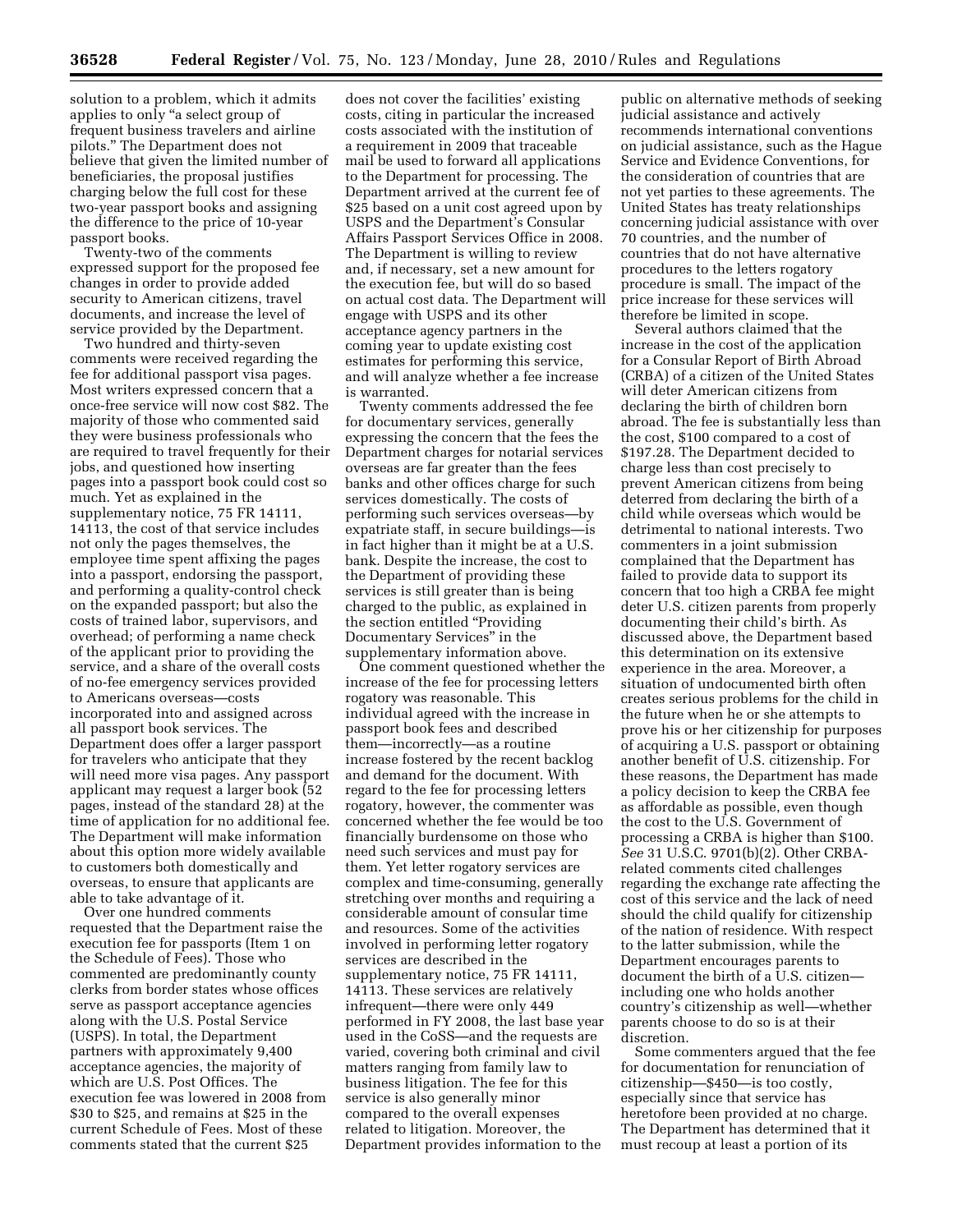solution to a problem, which it admits applies to only "a select group of frequent business travelers and airline pilots." The Department does not believe that given the limited number of beneficiaries, the proposal justifies charging below the full cost for these two-year passport books and assigning the difference to the price of 10-year passport books.

Twenty-two of the comments expressed support for the proposed fee changes in order to provide added security to American citizens, travel documents, and increase the level of service provided by the Department.

Two hundred and thirty-seven comments were received regarding the fee for additional passport visa pages. Most writers expressed concern that a once-free service will now cost $82. The majority of those who commented said they were business professionals who are required to travel frequently for their jobs, and questioned how inserting pages into a passport book could cost so much. Yet as explained in the supplementary notice, 75 FR 14111, 14113, the cost of that service includes not only the pages themselves, the employee time spent affixing the pages into a passport, endorsing the passport, and performing a quality-control check on the expanded passport; but also the costs of trained labor, supervisors, and overhead; of performing a name check of the applicant prior to providing the service, and a share of the overall costs of no-fee emergency services provided to Americans overseas—costs incorporated into and assigned across all passport book services. The Department does offer a larger passport for travelers who anticipate that they will need more visa pages. Any passport applicant may request a larger book (52 pages, instead of the standard 28) at the time of application for no additional fee. The Department will make information about this option more widely available to customers both domestically and overseas, to ensure that applicants are able to take advantage of it.

Over one hundred comments requested that the Department raise the execution fee for passports (Item 1 on the Schedule of Fees). Those who commented are predominantly county clerks from border states whose offices serve as passport acceptance agencies along with the U.S. Postal Service (USPS). In total, the Department partners with approximately 9,400 acceptance agencies, the majority of which are U.S. Post Offices. The execution fee was lowered in 2008 from $30 to $25, and remains at $25 in the current Schedule of Fees. Most of these comments stated that the current $25 does not cover the facilities' existing costs, citing in particular the increased costs associated with the institution of a requirement in 2009 that traceable mail be used to forward all applications to the Department for processing. The Department arrived at the current fee of $25 based on a unit cost agreed upon by USPS and the Department's Consular Affairs Passport Services Office in 2008. The Department is willing to review and, if necessary, set a new amount for the execution fee, but will do so based on actual cost data. The Department will engage with USPS and its other acceptance agency partners in the coming year to update existing cost estimates for performing this service, and will analyze whether a fee increase is warranted.

Twenty comments addressed the fee for documentary services, generally expressing the concern that the fees the Department charges for notarial services overseas are far greater than the fees banks and other offices charge for such services domestically. The costs of performing such services overseas—by expatriate staff, in secure buildings—is in fact higher than it might be at a U.S. bank. Despite the increase, the cost to the Department of providing these services is still greater than is being charged to the public, as explained in the section entitled "Providing Documentary Services" in the supplementary information above.

One comment questioned whether the increase of the fee for processing letters rogatory was reasonable. This individual agreed with the increase in passport book fees and described them—incorrectly—as a routine increase fostered by the recent backlog and demand for the document. With regard to the fee for processing letters rogatory, however, the commenter was concerned whether the fee would be too financially burdensome on those who need such services and must pay for them. Yet letter rogatory services are complex and time-consuming, generally stretching over months and requiring a considerable amount of consular time and resources. Some of the activities involved in performing letter rogatory services are described in the supplementary notice, 75 FR 14111, 14113. These services are relatively infrequent—there were only 449 performed in FY 2008, the last base year used in the CoSS—and the requests are varied, covering both criminal and civil matters ranging from family law to business litigation. The fee for this service is also generally minor compared to the overall expenses related to litigation. Moreover, the Department provides information to the public on alternative methods of seeking judicial assistance and actively recommends international conventions on judicial assistance, such as the Hague Service and Evidence Conventions, for the consideration of countries that are not yet parties to these agreements. The United States has treaty relationships concerning judicial assistance with over 70 countries, and the number of countries that do not have alternative procedures to the letters rogatory procedure is small. The impact of the price increase for these services will therefore be limited in scope.

Several authors claimed that the increase in the cost of the application for a Consular Report of Birth Abroad (CRBA) of a citizen of the United States will deter American citizens from declaring the birth of children born abroad. The fee is substantially less than the cost, $100 compared to a cost of $197.28. The Department decided to charge less than cost precisely to prevent American citizens from being deterred from declaring the birth of a child while overseas which would be detrimental to national interests. Two commenters in a joint submission complained that the Department has failed to provide data to support its concern that too high a CRBA fee might deter U.S. citizen parents from properly documenting their child's birth. As discussed above, the Department based this determination on its extensive experience in the area. Moreover, a situation of undocumented birth often creates serious problems for the child in the future when he or she attempts to prove his or her citizenship for purposes of acquiring a U.S. passport or obtaining another benefit of U.S. citizenship. For these reasons, the Department has made a policy decision to keep the CRBA fee as affordable as possible, even though the cost to the U.S. Government of processing a CRBA is higher than $100. *See* 31 U.S.C. 9701(b)(2). Other CRBA-related comments cited challenges regarding the exchange rate affecting the cost of this service and the lack of need should the child qualify for citizenship of the nation of residence. With respect to the latter submission, while the Department encourages parents to document the birth of a U.S. citizen—including one who holds another country's citizenship as well—whether parents choose to do so is at their discretion.

Some commenters argued that the fee for documentation for renunciation of citizenship—$450—is too costly, especially since that service has heretofore been provided at no charge. The Department has determined that it must recoup at least a portion of its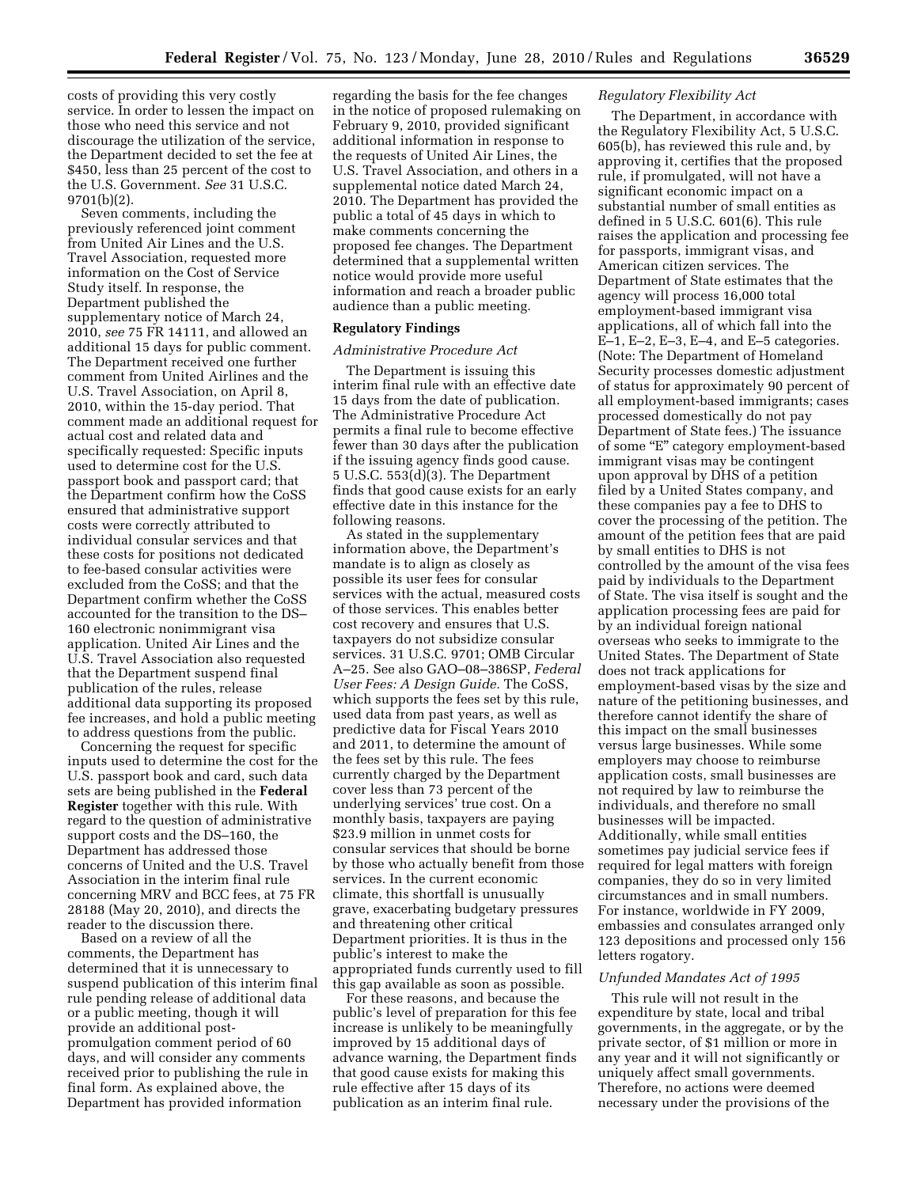costs of providing this very costly service. In order to lessen the impact on those who need this service and not discourage the utilization of the service, the Department decided to set the fee at $450, less than 25 percent of the cost to the U.S. Government. *See* 31 U.S.C. 9701(b)(2).

Seven comments, including the previously referenced joint comment from United Air Lines and the U.S. Travel Association, requested more information on the Cost of Service Study itself. In response, the Department published the supplementary notice of March 24, 2010, *see* 75 FR 14111, and allowed an additional 15 days for public comment. The Department received one further comment from United Airlines and the U.S. Travel Association, on April 8, 2010, within the 15-day period. That comment made an additional request for actual cost and related data and specifically requested: Specific inputs used to determine cost for the U.S. passport book and passport card; that the Department confirm how the CoSS ensured that administrative support costs were correctly attributed to individual consular services and that these costs for positions not dedicated to fee-based consular activities were excluded from the CoSS; and that the Department confirm whether the CoSS accounted for the transition to the DS–160 electronic nonimmigrant visa application. United Air Lines and the U.S. Travel Association also requested that the Department suspend final publication of the rules, release additional data supporting its proposed fee increases, and hold a public meeting to address questions from the public.

Concerning the request for specific inputs used to determine the cost for the U.S. passport book and card, such data sets are being published in the **Federal Register** together with this rule. With regard to the question of administrative support costs and the DS–160, the Department has addressed those concerns of United and the U.S. Travel Association in the interim final rule concerning MRV and BCC fees, at 75 FR 28188 (May 20, 2010), and directs the reader to the discussion there.

Based on a review of all the comments, the Department has determined that it is unnecessary to suspend publication of this interim final rule pending release of additional data or a public meeting, though it will provide an additional post-promulgation comment period of 60 days, and will consider any comments received prior to publishing the rule in final form. As explained above, the Department has provided information regarding the basis for the fee changes in the notice of proposed rulemaking on February 9, 2010, provided significant additional information in response to the requests of United Air Lines, the U.S. Travel Association, and others in a supplemental notice dated March 24, 2010. The Department has provided the public a total of 45 days in which to make comments concerning the proposed fee changes. The Department determined that a supplemental written notice would provide more useful information and reach a broader public audience than a public meeting.

## Regulatory Findings

### *Administrative Procedure Act*

The Department is issuing this interim final rule with an effective date 15 days from the date of publication. The Administrative Procedure Act permits a final rule to become effective fewer than 30 days after the publication if the issuing agency finds good cause. 5 U.S.C. 553(d)(3). The Department finds that good cause exists for an early effective date in this instance for the following reasons.

As stated in the supplementary information above, the Department's mandate is to align as closely as possible its user fees for consular services with the actual, measured costs of those services. This enables better cost recovery and ensures that U.S. taxpayers do not subsidize consular services. 31 U.S.C. 9701; OMB Circular A–25. See also GAO–08–386SP, *Federal User Fees: A Design Guide*. The CoSS, which supports the fees set by this rule, used data from past years, as well as predictive data for Fiscal Years 2010 and 2011, to determine the amount of the fees set by this rule. The fees currently charged by the Department cover less than 73 percent of the underlying services' true cost. On a monthly basis, taxpayers are paying $23.9 million in unmet costs for consular services that should be borne by those who actually benefit from those services. In the current economic climate, this shortfall is unusually grave, exacerbating budgetary pressures and threatening other critical Department priorities. It is thus in the public's interest to make the appropriated funds currently used to fill this gap available as soon as possible.

For these reasons, and because the public's level of preparation for this fee increase is unlikely to be meaningfully improved by 15 additional days of advance warning, the Department finds that good cause exists for making this rule effective after 15 days of its publication as an interim final rule.

### *Regulatory Flexibility Act*

The Department, in accordance with the Regulatory Flexibility Act, 5 U.S.C. 605(b), has reviewed this rule and, by approving it, certifies that the proposed rule, if promulgated, will not have a significant economic impact on a substantial number of small entities as defined in 5 U.S.C. 601(6). This rule raises the application and processing fee for passports, immigrant visas, and American citizen services. The Department of State estimates that the agency will process 16,000 total employment-based immigrant visa applications, all of which fall into the E–1, E–2, E–3, E–4, and E–5 categories. (Note: The Department of Homeland Security processes domestic adjustment of status for approximately 90 percent of all employment-based immigrants; cases processed domestically do not pay Department of State fees.) The issuance of some "E" category employment-based immigrant visas may be contingent upon approval by DHS of a petition filed by a United States company, and these companies pay a fee to DHS to cover the processing of the petition. The amount of the petition fees that are paid by small entities to DHS is not controlled by the amount of the visa fees paid by individuals to the Department of State. The visa itself is sought and the application processing fees are paid for by an individual foreign national overseas who seeks to immigrate to the United States. The Department of State does not track applications for employment-based visas by the size and nature of the petitioning businesses, and therefore cannot identify the share of this impact on the small businesses versus large businesses. While some employers may choose to reimburse application costs, small businesses are not required by law to reimburse the individuals, and therefore no small businesses will be impacted. Additionally, while small entities sometimes pay judicial service fees if required for legal matters with foreign companies, they do so in very limited circumstances and in small numbers. For instance, worldwide in FY 2009, embassies and consulates arranged only 123 depositions and processed only 156 letters rogatory.

### *Unfunded Mandates Act of 1995*

This rule will not result in the expenditure by state, local and tribal governments, in the aggregate, or by the private sector, of $1 million or more in any year and it will not significantly or uniquely affect small governments. Therefore, no actions were deemed necessary under the provisions of the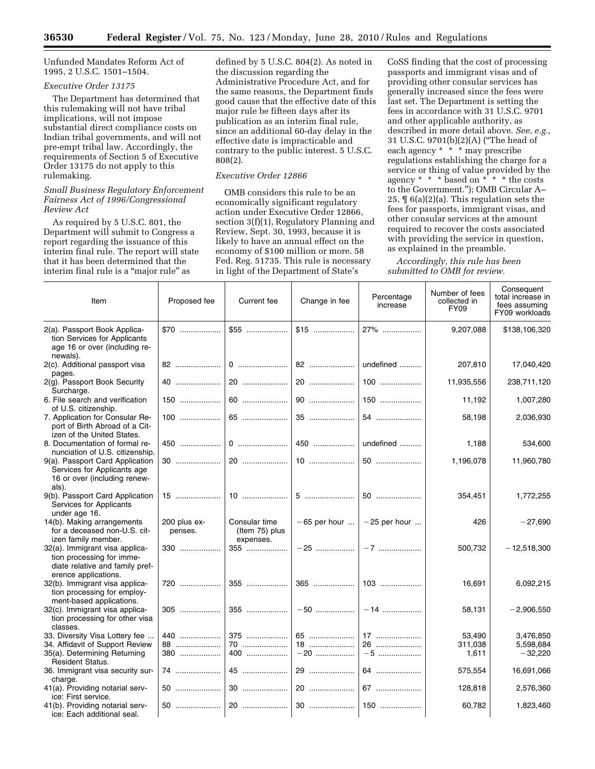Unfunded Mandates Reform Act of 1995, 2 U.S.C. 1501–1504.

*Executive Order 13175*

The Department has determined that this rulemaking will not have tribal implications, will not impose substantial direct compliance costs on Indian tribal governments, and will not pre-empt tribal law. Accordingly, the requirements of Section 5 of Executive Order 13175 do not apply to this rulemaking.

*Small Business Regulatory Enforcement Fairness Act of 1996/Congressional Review Act*

As required by 5 U.S.C. 801, the Department will submit to Congress a report regarding the issuance of this interim final rule. The report will state that it has been determined that the interim final rule is a "major rule" as defined by 5 U.S.C. 804(2). As noted in the discussion regarding the Administrative Procedure Act, and for the same reasons, the Department finds good cause that the effective date of this major rule be fifteen days after its publication as an interim final rule, since an additional 60-day delay in the effective date is impracticable and contrary to the public interest. 5 U.S.C. 808(2).

*Executive Order 12866*

OMB considers this rule to be an economically significant regulatory action under Executive Order 12866, section 3(f)(1), Regulatory Planning and Review, Sept. 30, 1993, because it is likely to have an annual effect on the economy of $100 million or more. 58 Fed. Reg. 51735. This rule is necessary in light of the Department of State's CoSS finding that the cost of processing passports and immigrant visas and of providing other consular services has generally increased since the fees were last set. The Department is setting the fees in accordance with 31 U.S.C. 9701 and other applicable authority, as described in more detail above. *See, e.g.,* 31 U.S.C. 9701(b)(2)(A) ("The head of each agency * * * may prescribe regulations establishing the charge for a service or thing of value provided by the agency * * * based on * * * the costs to the Government."); OMB Circular A–25, ¶ 6(a)(2)(a). This regulation sets the fees for passports, immigrant visas, and other consular services at the amount required to recover the costs associated with providing the service in question, as explained in the preamble.

*Accordingly, this rule has been submitted to OMB for review.*

| Item | Proposed fee | Current fee | Change in fee | Percentage increase | Number of fees collected in FY09 | Consequent total increase in fees assuming FY09 workloads |
|---|---|---|---|---|---|---|
| 2(a). Passport Book Application Services for Applicants age 16 or over (including renewals). | $70 | $55 | $15 | 27% | 9,207,088 | $138,106,320 |
| 2(c). Additional passport visa pages. | 82 | 0 | 82 | undefined | 207,810 | 17,040,420 |
| 2(g). Passport Book Security Surcharge. | 40 | 20 | 20 | 100 | 11,935,556 | 238,711,120 |
| 6. File search and verification of U.S. citizenship. | 150 | 60 | 90 | 150 | 11,192 | 1,007,280 |
| 7. Application for Consular Report of Birth Abroad of a Citizen of the United States. | 100 | 65 | 35 | 54 | 58,198 | 2,036,930 |
| 8. Documentation of formal renunciation of U.S. citizenship. | 450 | 0 | 450 | undefined | 1,188 | 534,600 |
| 9(a). Passport Card Application Services for Applicants age 16 or over (including renewals). | 30 | 20 | 10 | 50 | 1,196,078 | 11,960,780 |
| 9(b). Passport Card Application Services for Applicants under age 16. | 15 | 10 | 5 | 50 | 354,451 | 1,772,255 |
| 14(b). Making arrangements for a deceased non-U.S. citizen family member. | 200 plus expenses. | Consular time (Item 75) plus expenses. | −65 per hour | −25 per hour | 426 | −27,690 |
| 32(a). Immigrant visa application processing for immediate relative and family preference applications. | 330 | 355 | −25 | −7 | 500,732 | −12,518,300 |
| 32(b). Immigrant visa application processing for employment-based applications. | 720 | 355 | 365 | 103 | 16,691 | 6,092,215 |
| 32(c). Immigrant visa application processing for other visa classes. | 305 | 355 | −50 | −14 | 58,131 | −2,906,550 |
| 33. Diversity Visa Lottery fee | 440 | 375 | 65 | 17 | 53,490 | 3,476,850 |
| 34. Affidavit of Support Review | 88 | 70 | 18 | 26 | 311,038 | 5,598,684 |
| 35(a). Determining Returning Resident Status. | 380 | 400 | −20 | −5 | 1,611 | −32,220 |
| 36. Immigrant visa security surcharge. | 74 | 45 | 29 | 64 | 575,554 | 16,691,066 |
| 41(a). Providing notarial service: First service. | 50 | 30 | 20 | 67 | 128,818 | 2,576,360 |
| 41(b). Providing notarial service: Each additional seal. | 50 | 20 | 30 | 150 | 60,782 | 1,823,460 |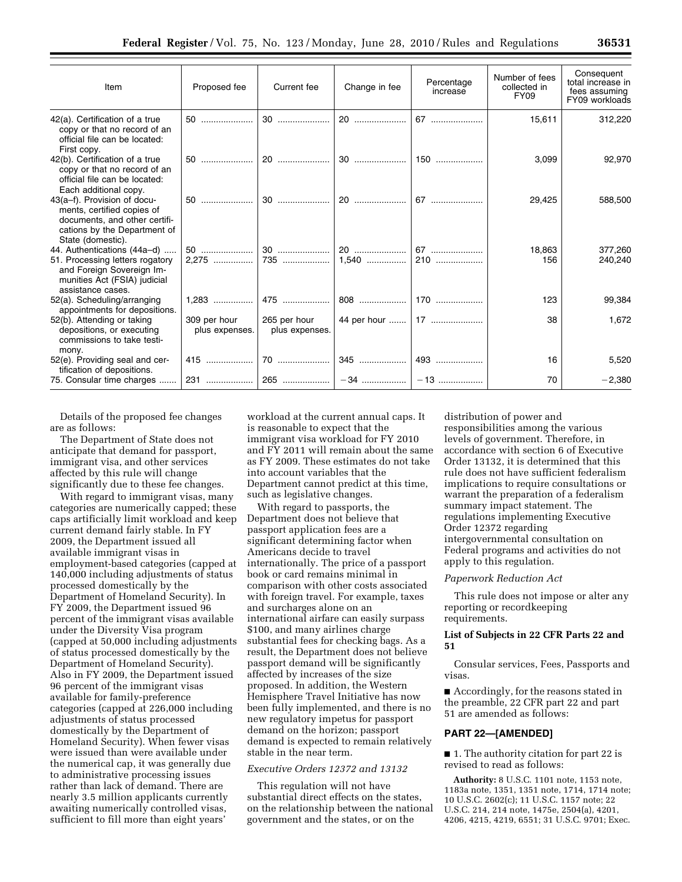| Item | Proposed fee | Current fee | Change in fee | Percentage increase | Number of fees collected in FY09 | Consequent total increase in fees assuming FY09 workloads |
|---|---|---|---|---|---|---|
| 42(a). Certification of a true copy or that no record of an official file can be located: First copy. | 50 | 30 | 20 | 67 | 15,611 | 312,220 |
| 42(b). Certification of a true copy or that no record of an official file can be located: Each additional copy. | 50 | 20 | 30 | 150 | 3,099 | 92,970 |
| 43(a–f). Provision of documents, certified copies of documents, and other certifications by the Department of State (domestic). | 50 | 30 | 20 | 67 | 29,425 | 588,500 |
| 44. Authentications (44a–d) | 50 | 30 | 20 | 67 | 18,863 | 377,260 |
| 51. Processing letters rogatory and Foreign Sovereign Immunities Act (FSIA) judicial assistance cases. | 2,275 | 735 | 1,540 | 210 | 156 | 240,240 |
| 52(a). Scheduling/arranging appointments for depositions. | 1,283 | 475 | 808 | 170 | 123 | 99,384 |
| 52(b). Attending or taking depositions, or executing commissions to take testimony. | 309 per hour plus expenses. | 265 per hour plus expenses. | 44 per hour | 17 | 38 | 1,672 |
| 52(e). Providing seal and certification of depositions. | 415 | 70 | 345 | 493 | 16 | 5,520 |
| 75. Consular time charges | 231 | 265 | −34 | −13 | 70 | −2,380 |

Details of the proposed fee changes are as follows:

The Department of State does not anticipate that demand for passport, immigrant visa, and other services affected by this rule will change significantly due to these fee changes.

With regard to immigrant visas, many categories are numerically capped; these caps artificially limit workload and keep current demand fairly stable. In FY 2009, the Department issued all available immigrant visas in employment-based categories (capped at 140,000 including adjustments of status processed domestically by the Department of Homeland Security). In FY 2009, the Department issued 96 percent of the immigrant visas available under the Diversity Visa program (capped at 50,000 including adjustments of status processed domestically by the Department of Homeland Security). Also in FY 2009, the Department issued 96 percent of the immigrant visas available for family-preference categories (capped at 226,000 including adjustments of status processed domestically by the Department of Homeland Security). When fewer visas were issued than were available under the numerical cap, it was generally due to administrative processing issues rather than lack of demand. There are nearly 3.5 million applicants currently awaiting numerically controlled visas, sufficient to fill more than eight years' workload at the current annual caps. It is reasonable to expect that the immigrant visa workload for FY 2010 and FY 2011 will remain about the same as FY 2009. These estimates do not take into account variables that the Department cannot predict at this time, such as legislative changes.

With regard to passports, the Department does not believe that passport application fees are a significant determining factor when Americans decide to travel internationally. The price of a passport book or card remains minimal in comparison with other costs associated with foreign travel. For example, taxes and surcharges alone on an international airfare can easily surpass $100, and many airlines charge substantial fees for checking bags. As a result, the Department does not believe passport demand will be significantly affected by increases of the size proposed. In addition, the Western Hemisphere Travel Initiative has now been fully implemented, and there is no new regulatory impetus for passport demand on the horizon; passport demand is expected to remain relatively stable in the near term.

*Executive Orders 12372 and 13132*

This regulation will not have substantial direct effects on the states, on the relationship between the national government and the states, or on the distribution of power and responsibilities among the various levels of government. Therefore, in accordance with section 6 of Executive Order 13132, it is determined that this rule does not have sufficient federalism implications to require consultations or warrant the preparation of a federalism summary impact statement. The regulations implementing Executive Order 12372 regarding intergovernmental consultation on Federal programs and activities do not apply to this regulation.

*Paperwork Reduction Act*

This rule does not impose or alter any reporting or recordkeeping requirements.

**List of Subjects in 22 CFR Parts 22 and 51**

Consular services, Fees, Passports and visas.

■ Accordingly, for the reasons stated in the preamble, 22 CFR part 22 and part 51 are amended as follows:

**PART 22—[AMENDED]**

■ 1. The authority citation for part 22 is revised to read as follows:

**Authority:** 8 U.S.C. 1101 note, 1153 note, 1183a note, 1351, 1351 note, 1714, 1714 note; 10 U.S.C. 2602(c); 11 U.S.C. 1157 note; 22 U.S.C. 214, 214 note, 1475e, 2504(a), 4201, 4206, 4215, 4219, 6551; 31 U.S.C. 9701; Exec.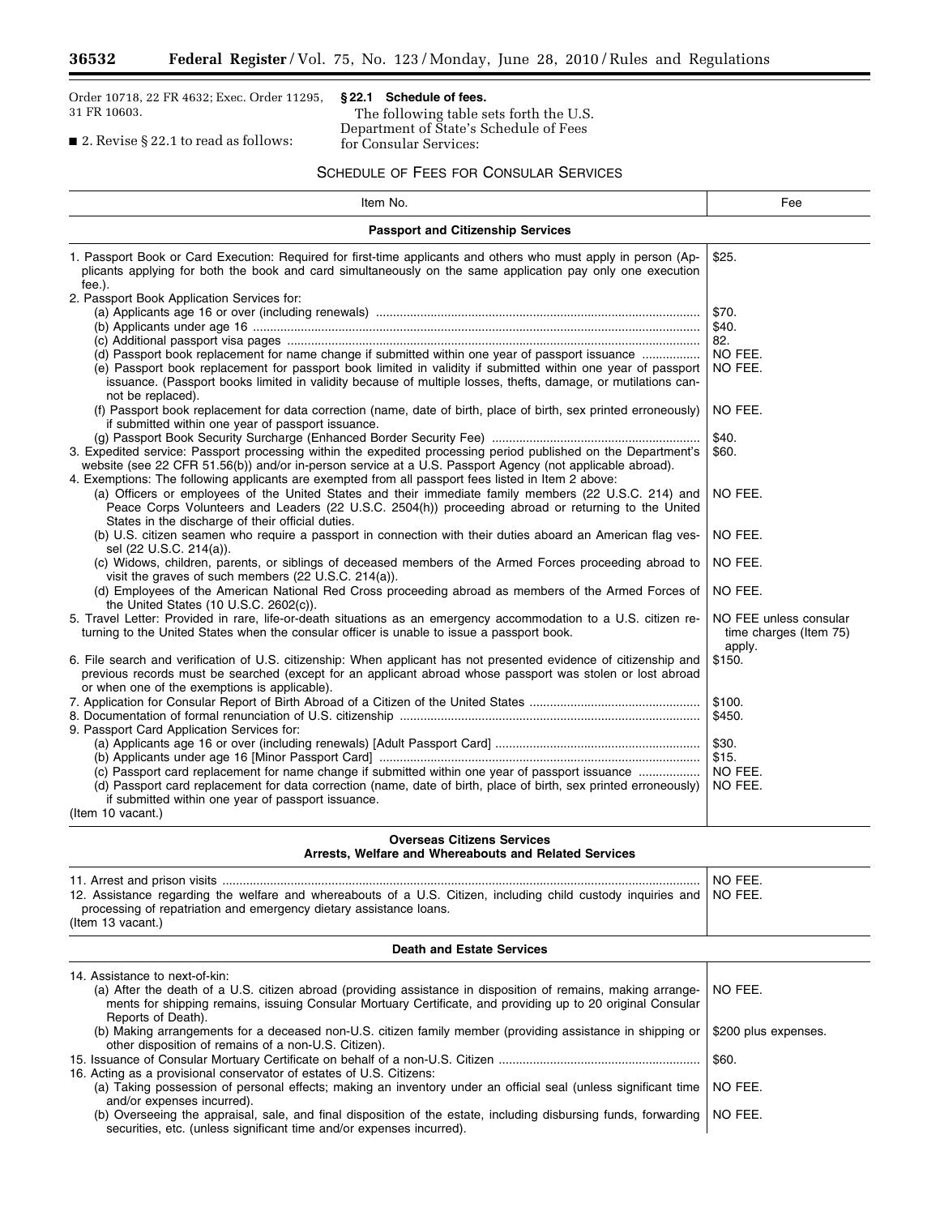Order 10718, 22 FR 4632; Exec. Order 11295, 31 FR 10603.

■ 2. Revise § 22.1 to read as follows:

**§ 22.1 Schedule of fees.**

The following table sets forth the U.S. Department of State's Schedule of Fees for Consular Services:

SCHEDULE OF FEES FOR CONSULAR SERVICES

| Item No. | Fee |
|---|---|
| **Passport and Citizenship Services** | |
| 1. Passport Book or Card Execution: Required for first-time applicants and others who must apply in person (Applicants applying for both the book and card simultaneously on the same application pay only one execution fee.). | $25. |
| 2. Passport Book Application Services for: | |
| (a) Applicants age 16 or over (including renewals) | $70. |
| (b) Applicants under age 16 | $40. |
| (c) Additional passport visa pages | 82. |
| (d) Passport book replacement for name change if submitted within one year of passport issuance | NO FEE. |
| (e) Passport book replacement for passport book limited in validity if submitted within one year of passport issuance. (Passport books limited in validity because of multiple losses, thefts, damage, or mutilations cannot be replaced). | NO FEE. |
| (f) Passport book replacement for data correction (name, date of birth, place of birth, sex printed erroneously) if submitted within one year of passport issuance. | NO FEE. |
| (g) Passport Book Security Surcharge (Enhanced Border Security Fee) | $40. |
| 3. Expedited service: Passport processing within the expedited processing period published on the Department's website (see 22 CFR 51.56(b)) and/or in-person service at a U.S. Passport Agency (not applicable abroad). | $60. |
| 4. Exemptions: The following applicants are exempted from all passport fees listed in Item 2 above: | |
| (a) Officers or employees of the United States and their immediate family members (22 U.S.C. 214) and Peace Corps Volunteers and Leaders (22 U.S.C. 2504(h)) proceeding abroad or returning to the United States in the discharge of their official duties. | NO FEE. |
| (b) U.S. citizen seamen who require a passport in connection with their duties aboard an American flag vessel (22 U.S.C. 214(a)). | NO FEE. |
| (c) Widows, children, parents, or siblings of deceased members of the Armed Forces proceeding abroad to visit the graves of such members (22 U.S.C. 214(a)). | NO FEE. |
| (d) Employees of the American National Red Cross proceeding abroad as members of the Armed Forces of the United States (10 U.S.C. 2602(c)). | NO FEE. |
| 5. Travel Letter: Provided in rare, life-or-death situations as an emergency accommodation to a U.S. citizen returning to the United States when the consular officer is unable to issue a passport book. | NO FEE unless consular time charges (Item 75) apply. |
| 6. File search and verification of U.S. citizenship: When applicant has not presented evidence of citizenship and previous records must be searched (except for an applicant abroad whose passport was stolen or lost abroad or when one of the exemptions is applicable). | $150. |
| 7. Application for Consular Report of Birth Abroad of a Citizen of the United States | $100. |
| 8. Documentation of formal renunciation of U.S. citizenship | $450. |
| 9. Passport Card Application Services for: | |
| (a) Applicants age 16 or over (including renewals) [Adult Passport Card] | $30. |
| (b) Applicants under age 16 [Minor Passport Card] | $15. |
| (c) Passport card replacement for name change if submitted within one year of passport issuance | NO FEE. |
| (d) Passport card replacement for data correction (name, date of birth, place of birth, sex printed erroneously) if submitted within one year of passport issuance. | NO FEE. |
| (Item 10 vacant.) | |
| **Overseas Citizens Services** **Arrests, Welfare and Whereabouts and Related Services** | |
| 11. Arrest and prison visits | NO FEE. |
| 12. Assistance regarding the welfare and whereabouts of a U.S. Citizen, including child custody inquiries and processing of repatriation and emergency dietary assistance loans. | NO FEE. |
| (Item 13 vacant.) | |
| **Death and Estate Services** | |
| 14. Assistance to next-of-kin: | |
| (a) After the death of a U.S. citizen abroad (providing assistance in disposition of remains, making arrangements for shipping remains, issuing Consular Mortuary Certificate, and providing up to 20 original Consular Reports of Death). | NO FEE. |
| (b) Making arrangements for a deceased non-U.S. citizen family member (providing assistance in shipping or other disposition of remains of a non-U.S. Citizen). | $200 plus expenses. |
| 15. Issuance of Consular Mortuary Certificate on behalf of a non-U.S. Citizen | $60. |
| 16. Acting as a provisional conservator of estates of U.S. Citizens: | |
| (a) Taking possession of personal effects; making an inventory under an official seal (unless significant time and/or expenses incurred). | NO FEE. |
| (b) Overseeing the appraisal, sale, and final disposition of the estate, including disbursing funds, forwarding securities, etc. (unless significant time and/or expenses incurred). | NO FEE. |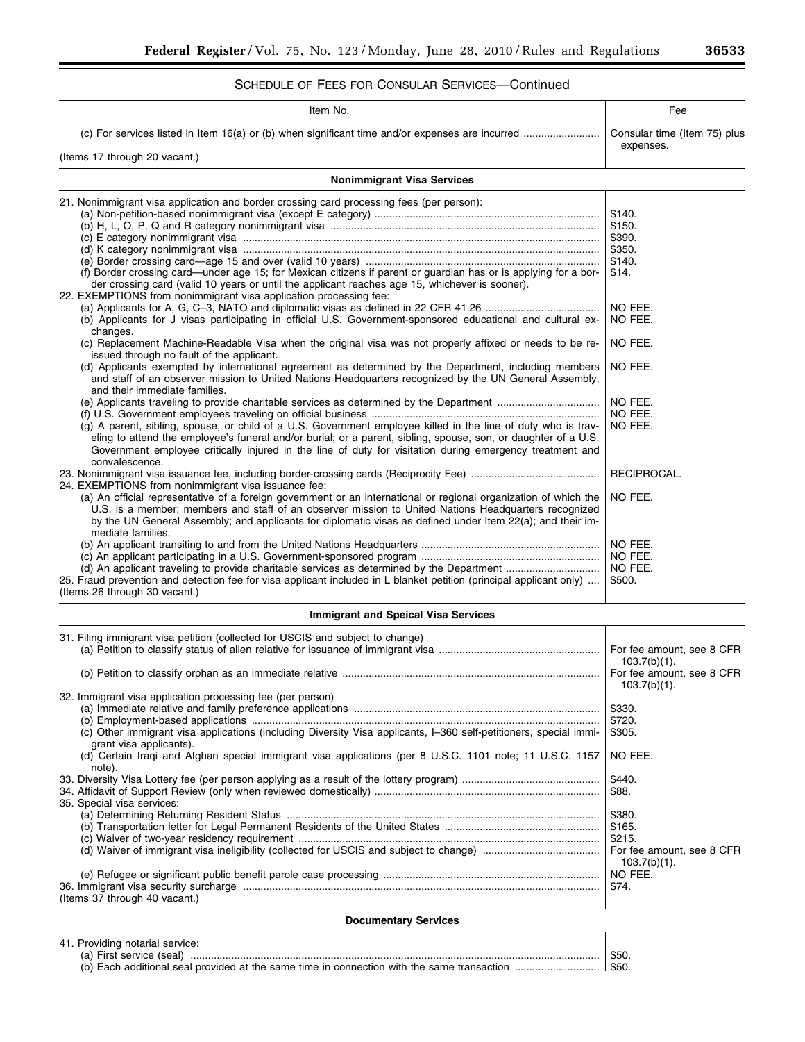SCHEDULE OF FEES FOR CONSULAR SERVICES—Continued

| Item No. | Fee |
|---|---|
| (c) For services listed in Item 16(a) or (b) when significant time and/or expenses are incurred | Consular time (Item 75) plus expenses. |
| (Items 17 through 20 vacant.) | |
| **Nonimmigrant Visa Services** | |
| 21. Nonimmigrant visa application and border crossing card processing fees (per person): | |
| (a) Non-petition-based nonimmigrant visa (except E category) | $140. |
| (b) H, L, O, P, Q and R category nonimmigrant visa | $150. |
| (c) E category nonimmigrant visa | $390. |
| (d) K category nonimmigrant visa | $350. |
| (e) Border crossing card—age 15 and over (valid 10 years) | $140. |
| (f) Border crossing card—under age 15; for Mexican citizens if parent or guardian has or is applying for a border crossing card (valid 10 years or until the applicant reaches age 15, whichever is sooner). | $14. |
| 22. EXEMPTIONS from nonimmigrant visa application processing fee: | |
| (a) Applicants for A, G, C–3, NATO and diplomatic visas as defined in 22 CFR 41.26 | NO FEE. |
| (b) Applicants for J visas participating in official U.S. Government-sponsored educational and cultural exchanges. | NO FEE. |
| (c) Replacement Machine-Readable Visa when the original visa was not properly affixed or needs to be reissued through no fault of the applicant. | NO FEE. |
| (d) Applicants exempted by international agreement as determined by the Department, including members and staff of an observer mission to United Nations Headquarters recognized by the UN General Assembly, and their immediate families. | NO FEE. |
| (e) Applicants traveling to provide charitable services as determined by the Department | NO FEE. |
| (f) U.S. Government employees traveling on official business | NO FEE. |
| (g) A parent, sibling, spouse, or child of a U.S. Government employee killed in the line of duty who is traveling to attend the employee's funeral and/or burial; or a parent, sibling, spouse, son, or daughter of a U.S. Government employee critically injured in the line of duty for visitation during emergency treatment and convalescence. | NO FEE. |
| 23. Nonimmigrant visa issuance fee, including border-crossing cards (Reciprocity Fee) | RECIPROCAL. |
| 24. EXEMPTIONS from nonimmigrant visa issuance fee: | |
| (a) An official representative of a foreign government or an international or regional organization of which the U.S. is a member; members and staff of an observer mission to United Nations Headquarters recognized by the UN General Assembly; and applicants for diplomatic visas as defined under Item 22(a); and their immediate families. | NO FEE. |
| (b) An applicant transiting to and from the United Nations Headquarters | NO FEE. |
| (c) An applicant participating in a U.S. Government-sponsored program | NO FEE. |
| (d) An applicant traveling to provide charitable services as determined by the Department | NO FEE. |
| 25. Fraud prevention and detection fee for visa applicant included in L blanket petition (principal applicant only) | $500. |
| (Items 26 through 30 vacant.) | |
| **Immigrant and Speical Visa Services** | |
| 31. Filing immigrant visa petition (collected for USCIS and subject to change) | |
| (a) Petition to classify status of alien relative for issuance of immigrant visa | For fee amount, see 8 CFR 103.7(b)(1). |
| (b) Petition to classify orphan as an immediate relative | For fee amount, see 8 CFR 103.7(b)(1). |
| 32. Immigrant visa application processing fee (per person) | |
| (a) Immediate relative and family preference applications | $330. |
| (b) Employment-based applications | $720. |
| (c) Other immigrant visa applications (including Diversity Visa applicants, I–360 self-petitioners, special immigrant visa applicants). | $305. |
| (d) Certain Iraqi and Afghan special immigrant visa applications (per 8 U.S.C. 1101 note; 11 U.S.C. 1157 note). | NO FEE. |
| 33. Diversity Visa Lottery fee (per person applying as a result of the lottery program) | $440. |
| 34. Affidavit of Support Review (only when reviewed domestically) | $88. |
| 35. Special visa services: | |
| (a) Determining Returning Resident Status | $380. |
| (b) Transportation letter for Legal Permanent Residents of the United States | $165. |
| (c) Waiver of two-year residency requirement | $215. |
| (d) Waiver of immigrant visa ineligibility (collected for USCIS and subject to change) | For fee amount, see 8 CFR 103.7(b)(1). |
| (e) Refugee or significant public benefit parole case processing | NO FEE. |
| 36. Immigrant visa security surcharge | $74. |
| (Items 37 through 40 vacant.) | |
| **Documentary Services** | |
| 41. Providing notarial service: | |
| (a) First service (seal) | $50. |
| (b) Each additional seal provided at the same time in connection with the same transaction | $50. |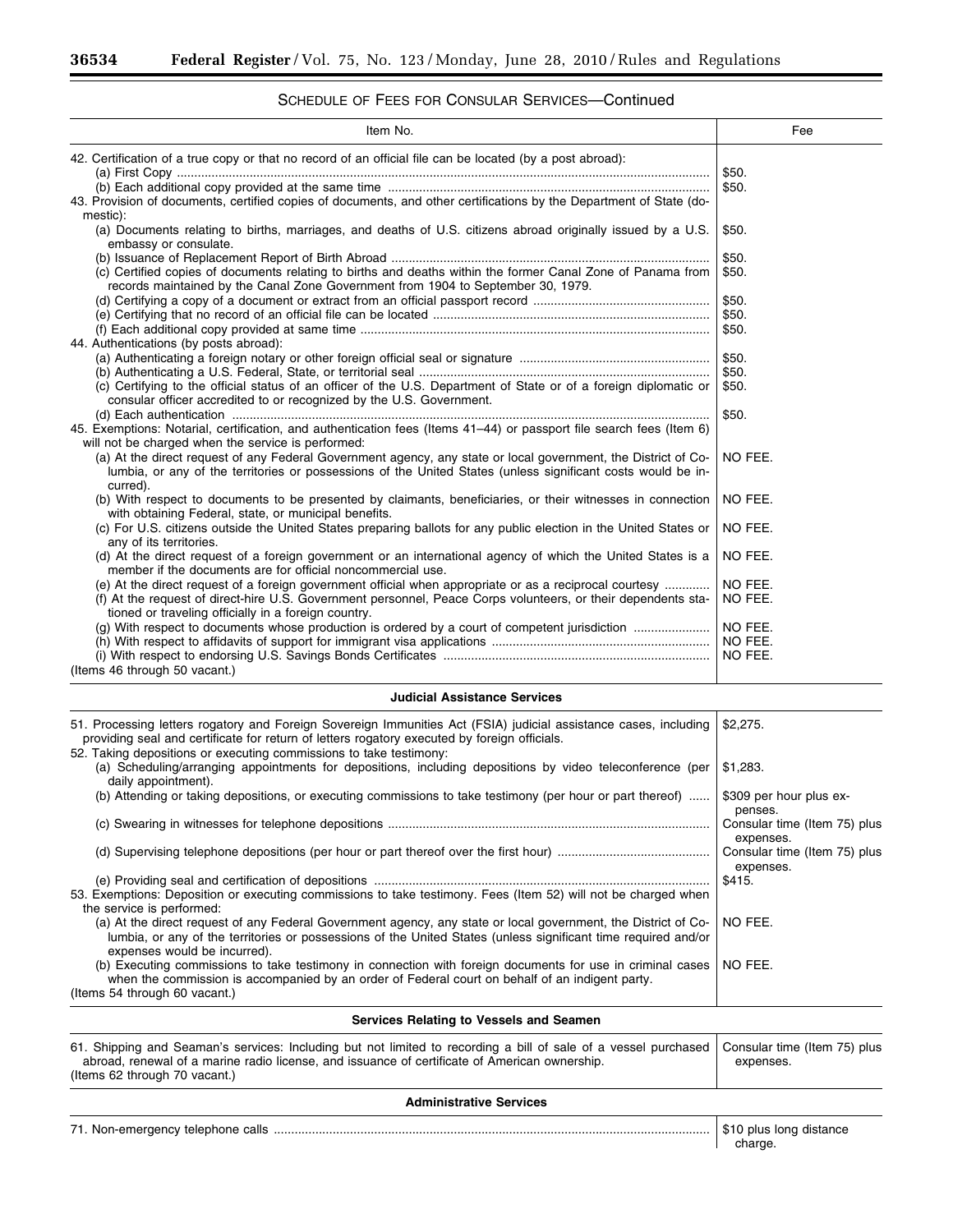## SCHEDULE OF FEES FOR CONSULAR SERVICES—Continued

| Item No. | Fee |
|---|---|
| 42. Certification of a true copy or that no record of an official file can be located (by a post abroad): | |
| (a) First Copy | $50. |
| (b) Each additional copy provided at the same time | $50. |
| 43. Provision of documents, certified copies of documents, and other certifications by the Department of State (domestic): | |
| (a) Documents relating to births, marriages, and deaths of U.S. citizens abroad originally issued by a U.S. embassy or consulate. | $50. |
| (b) Issuance of Replacement Report of Birth Abroad | $50. |
| (c) Certified copies of documents relating to births and deaths within the former Canal Zone of Panama from records maintained by the Canal Zone Government from 1904 to September 30, 1979. | $50. |
| (d) Certifying a copy of a document or extract from an official passport record | $50. |
| (e) Certifying that no record of an official file can be located | $50. |
| (f) Each additional copy provided at same time | $50. |
| 44. Authentications (by posts abroad): | |
| (a) Authenticating a foreign notary or other foreign official seal or signature | $50. |
| (b) Authenticating a U.S. Federal, State, or territorial seal | $50. |
| (c) Certifying to the official status of an officer of the U.S. Department of State or of a foreign diplomatic or consular officer accredited to or recognized by the U.S. Government. | $50. |
| (d) Each authentication | $50. |
| 45. Exemptions: Notarial, certification, and authentication fees (Items 41–44) or passport file search fees (Item 6) will not be charged when the service is performed: | |
| (a) At the direct request of any Federal Government agency, any state or local government, the District of Columbia, or any of the territories or possessions of the United States (unless significant costs would be incurred). | NO FEE. |
| (b) With respect to documents to be presented by claimants, beneficiaries, or their witnesses in connection with obtaining Federal, state, or municipal benefits. | NO FEE. |
| (c) For U.S. citizens outside the United States preparing ballots for any public election in the United States or any of its territories. | NO FEE. |
| (d) At the direct request of a foreign government or an international agency of which the United States is a member if the documents are for official noncommercial use. | NO FEE. |
| (e) At the direct request of a foreign government official when appropriate or as a reciprocal courtesy | NO FEE. |
| (f) At the request of direct-hire U.S. Government personnel, Peace Corps volunteers, or their dependents stationed or traveling officially in a foreign country. | NO FEE. |
| (g) With respect to documents whose production is ordered by a court of competent jurisdiction | NO FEE. |
| (h) With respect to affidavits of support for immigrant visa applications | NO FEE. |
| (i) With respect to endorsing U.S. Savings Bonds Certificates | NO FEE. |
| (Items 46 through 50 vacant.) | |
| **Judicial Assistance Services** | |
| 51. Processing letters rogatory and Foreign Sovereign Immunities Act (FSIA) judicial assistance cases, including providing seal and certificate for return of letters rogatory executed by foreign officials. | $2,275. |
| 52. Taking depositions or executing commissions to take testimony: | |
| (a) Scheduling/arranging appointments for depositions, including depositions by video teleconference (per daily appointment). | $1,283. |
| (b) Attending or taking depositions, or executing commissions to take testimony (per hour or part thereof) | $309 per hour plus expenses. |
| (c) Swearing in witnesses for telephone depositions | Consular time (Item 75) plus expenses. |
| (d) Supervising telephone depositions (per hour or part thereof over the first hour) | Consular time (Item 75) plus expenses. |
| (e) Providing seal and certification of depositions | $415. |
| 53. Exemptions: Deposition or executing commissions to take testimony. Fees (Item 52) will not be charged when the service is performed: | |
| (a) At the direct request of any Federal Government agency, any state or local government, the District of Columbia, or any of the territories or possessions of the United States (unless significant time required and/or expenses would be incurred). | NO FEE. |
| (b) Executing commissions to take testimony in connection with foreign documents for use in criminal cases when the commission is accompanied by an order of Federal court on behalf of an indigent party. | NO FEE. |
| (Items 54 through 60 vacant.) | |
| **Services Relating to Vessels and Seamen** | |
| 61. Shipping and Seaman's services: Including but not limited to recording a bill of sale of a vessel purchased abroad, renewal of a marine radio license, and issuance of certificate of American ownership. | Consular time (Item 75) plus expenses. |
| (Items 62 through 70 vacant.) | |
| **Administrative Services** | |
| 71. Non-emergency telephone calls | $10 plus long distance charge. |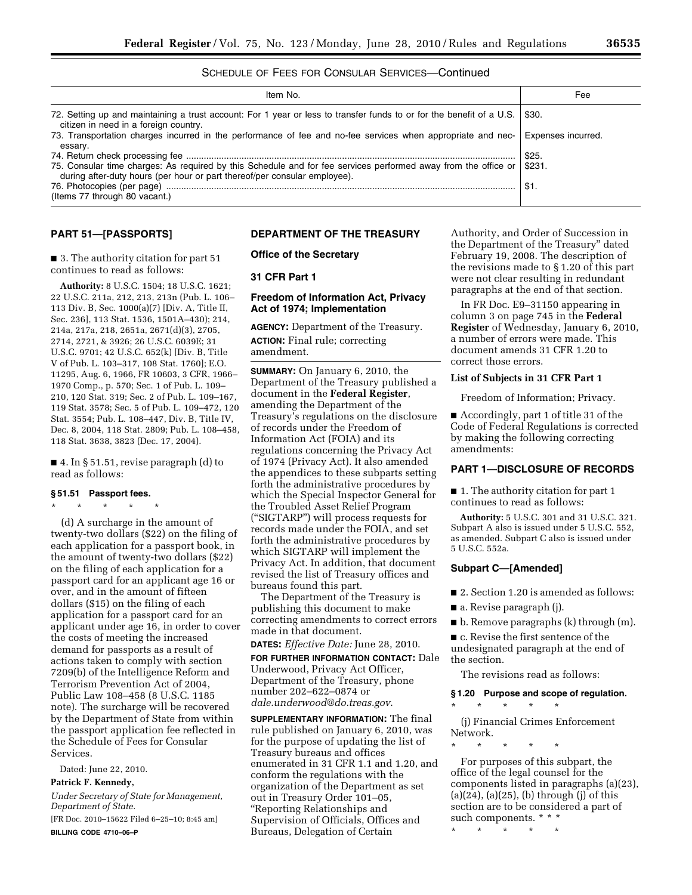SCHEDULE OF FEES FOR CONSULAR SERVICES—Continued

| Item No. | Fee |
|---|---|
| 72. Setting up and maintaining a trust account: For 1 year or less to transfer funds to or for the benefit of a U.S. citizen in need in a foreign country. | $30. |
| 73. Transportation charges incurred in the performance of fee and no-fee services when appropriate and necessary. | Expenses incurred. |
| 74. Return check processing fee | $25. |
| 75. Consular time charges: As required by this Schedule and for fee services performed away from the office or during after-duty hours (per hour or part thereof/per consular employee). | $231. |
| 76. Photocopies (per page) | $1. |
| (Items 77 through 80 vacant.) | |

## PART 51—[PASSPORTS]

■ 3. The authority citation for part 51 continues to read as follows:

**Authority:** 8 U.S.C. 1504; 18 U.S.C. 1621; 22 U.S.C. 211a, 212, 213, 213n (Pub. L. 106–113 Div. B, Sec. 1000(a)(7) [Div. A, Title II, Sec. 236], 113 Stat. 1536, 1501A–430); 214, 214a, 217a, 218, 2651a, 2671(d)(3), 2705, 2714, 2721, & 3926; 26 U.S.C. 6039E; 31 U.S.C. 9701; 42 U.S.C. 652(k) [Div. B, Title V of Pub. L. 103–317, 108 Stat. 1760]; E.O. 11295, Aug. 6, 1966, FR 10603, 3 CFR, 1966–1970 Comp., p. 570; Sec. 1 of Pub. L. 109–210, 120 Stat. 319; Sec. 2 of Pub. L. 109–167, 119 Stat. 3578; Sec. 5 of Pub. L. 109–472, 120 Stat. 3554; Pub. L. 108–447, Div. B, Title IV, Dec. 8, 2004, 118 Stat. 2809; Pub. L. 108–458, 118 Stat. 3638, 3823 (Dec. 17, 2004).

■ 4. In § 51.51, revise paragraph (d) to read as follows:

### § 51.51 Passport fees.

\* \* \* \* \*

(d) A surcharge in the amount of twenty-two dollars ($22) on the filing of each application for a passport book, in the amount of twenty-two dollars ($22) on the filing of each application for a passport card for an applicant age 16 or over, and in the amount of fifteen dollars ($15) on the filing of each application for a passport card for an applicant under age 16, in order to cover the costs of meeting the increased demand for passports as a result of actions taken to comply with section 7209(b) of the Intelligence Reform and Terrorism Prevention Act of 2004, Public Law 108–458 (8 U.S.C. 1185 note). The surcharge will be recovered by the Department of State from within the passport application fee reflected in the Schedule of Fees for Consular Services.

Dated: June 22, 2010.

**Patrick F. Kennedy,**

*Under Secretary of State for Management, Department of State.*

[FR Doc. 2010–15622 Filed 6–25–10; 8:45 am]

**BILLING CODE 4710–06–P**

## DEPARTMENT OF THE TREASURY

### Office of the Secretary

### 31 CFR Part 1

### Freedom of Information Act, Privacy Act of 1974; Implementation

**AGENCY:** Department of the Treasury.

**ACTION:** Final rule; correcting amendment.

**SUMMARY:** On January 6, 2010, the Department of the Treasury published a document in the **Federal Register**, amending the Department of the Treasury's regulations on the disclosure of records under the Freedom of Information Act (FOIA) and its regulations concerning the Privacy Act of 1974 (Privacy Act). It also amended the appendices to these subparts setting forth the administrative procedures by which the Special Inspector General for the Troubled Asset Relief Program ("SIGTARP") will process requests for records made under the FOIA, and set forth the administrative procedures by which SIGTARP will implement the Privacy Act. In addition, that document revised the list of Treasury offices and bureaus found this part.

The Department of the Treasury is publishing this document to make correcting amendments to correct errors made in that document.

**DATES:** *Effective Date:* June 28, 2010.

**FOR FURTHER INFORMATION CONTACT:** Dale Underwood, Privacy Act Officer, Department of the Treasury, phone number 202–622–0874 or *dale.underwood@do.treas.gov*.

**SUPPLEMENTARY INFORMATION:** The final rule published on January 6, 2010, was for the purpose of updating the list of Treasury bureaus and offices enumerated in 31 CFR 1.1 and 1.20, and conform the regulations with the organization of the Department as set out in Treasury Order 101–05, "Reporting Relationships and Supervision of Officials, Offices and Bureaus, Delegation of Certain Authority, and Order of Succession in the Department of the Treasury" dated February 19, 2008. The description of the revisions made to § 1.20 of this part were not clear resulting in redundant paragraphs at the end of that section.

In FR Doc. E9–31150 appearing in column 3 on page 745 in the **Federal Register** of Wednesday, January 6, 2010, a number of errors were made. This document amends 31 CFR 1.20 to correct those errors.

**List of Subjects in 31 CFR Part 1**

Freedom of Information; Privacy.

■ Accordingly, part 1 of title 31 of the Code of Federal Regulations is corrected by making the following correcting amendments:

## PART 1—DISCLOSURE OF RECORDS

■ 1. The authority citation for part 1 continues to read as follows:

**Authority:** 5 U.S.C. 301 and 31 U.S.C. 321. Subpart A also is issued under 5 U.S.C. 552, as amended. Subpart C also is issued under 5 U.S.C. 552a.

### Subpart C—[Amended]

■ 2. Section 1.20 is amended as follows:

■ a. Revise paragraph (j).

■ b. Remove paragraphs (k) through (m).

■ c. Revise the first sentence of the undesignated paragraph at the end of the section.

The revisions read as follows:

### § 1.20 Purpose and scope of regulation.

\* \* \* \* \*

(j) Financial Crimes Enforcement Network.

\* \* \* \* \*

For purposes of this subpart, the office of the legal counsel for the components listed in paragraphs (a)(23), (a)(24), (a)(25), (b) through (j) of this section are to be considered a part of such components. \* \* \*

\* \* \* \* \*